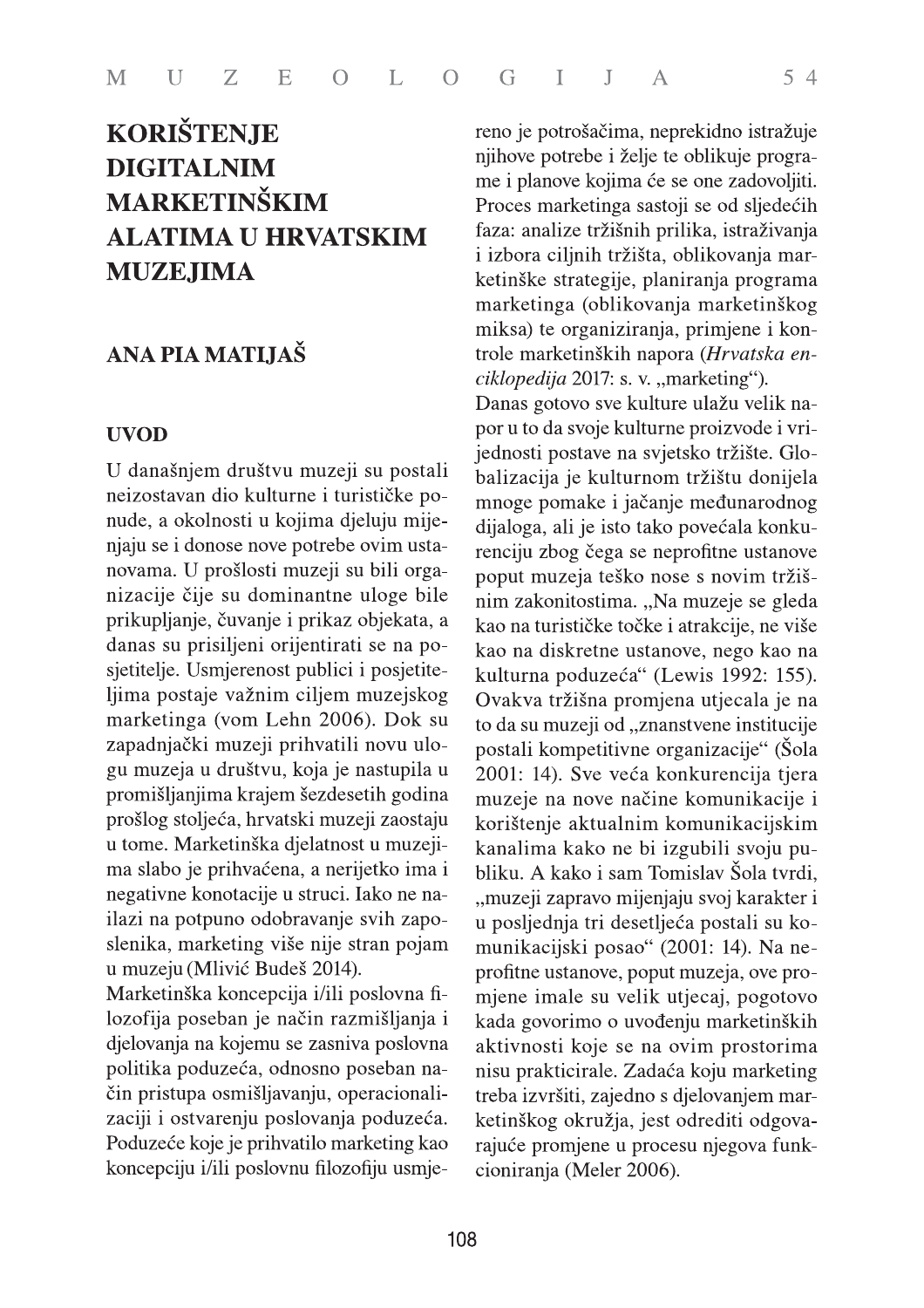# KORIŠTENJE DIGITALNIM MARKETINŠKIM ALATIMA U HRVATSKIM MUZEJIMA

## ANA PIA MATIJAŠ

### UVOD

U današnjem društvu muzeji su postali neizostavan dio kulturne i turističke ponude, a okolnosti u kojima djeluju mijenjaju se i donose nove potrebe ovim ustanovama. U prošlosti muzeji su bili organizacije čije su dominantne uloge bile prikupljanje, čuvanje i prikaz objekata, a danas su prisiljeni orijentirati se na posjetitelje. Usmjerenost publici i posjetiteljima postaje važnim ciljem muzejskog marketinga (vom Lehn 2006). Dok su zapadnjački muzeji prihvatili novu ulogu muzeja u društvu, koja je nastupila u promišljanjima krajem šezdesetih godina prošlog stoljeća, hrvatski muzeji zaostaju u tome. Marketinška djelatnost u muzejima slabo je prihvaćena, a nerijetko ima i negativne konotacije u struci. Iako ne nailazi na potpuno odobravanje svih zaposlenika, marketing više nije stran pojam u muzeju (Mlivić Budeš 2014).

Marketinška koncepcija i/ili poslovna filozofija poseban je način razmišljanja i djelovanja na kojemu se zasniva poslovna politika poduzeća, odnosno poseban način pristupa osmišljavanju, operacionalizaciji i ostvarenju poslovanja poduzeća. Poduzeće koje je prihvatilo marketing kao koncepciju i/ili poslovnu filozofiju usmjereno je potrošačima, neprekidno istražuje njihove potrebe i želje te oblikuje programe i planove kojima će se one zadovoljiti. Proces marketinga sastoji se od sljedećih faza: analize tržišnih prilika, istraživanja i izbora ciljnih tržišta, oblikovanja marketinške strategije, planiranja programa marketinga (oblikovanja marketinškog miksa) te organiziranja, primjene i kontrole marketinških napora (*Hrvatska enciklopedija* 2017: s. v. „marketing“).

Danas gotovo sve kulture ulažu velik napor u to da svoje kulturne proizvode i vrijednosti postave na svjetsko tržište. Globalizacija je kulturnom tržištu donijela mnoge pomake i jačanje međunarodnog dijaloga, ali je isto tako povećala konkurenciju zbog čega se neprofitne ustanove poput muzeja teško nose s novim tržišnim zakonitostima. „Na muzeje se gleda kao na turističke točke i atrakcije, ne više kao na diskretne ustanove, nego kao na kulturna poduzeća“ (Lewis 1992: 155). Ovakva tržišna promjena utjecala je na to da su muzeji od „znanstvene institucije postali kompetitivne organizacije“ (Šola 2001: 14). Sve veća konkurencija tjera muzeje na nove načine komunikacije i korištenje aktualnim komunikacijskim kanalima kako ne bi izgubili svoju publiku. A kako i sam Tomislav Šola tvrdi, „muzeji zapravo mijenjaju svoj karakter i u posljednja tri desetljeća postali su komunikacijski posao“ (2001: 14). Na neprofitne ustanove, poput muzeja, ove promjene imale su velik utjecaj, pogotovo kada govorimo o uvođenju marketinških aktivnosti koje se na ovim prostorima nisu prakticirale. Zadaća koju marketing treba izvršiti, zajedno s djelovanjem marketinškog okružja, jest odrediti odgovarajuće promjene u procesu njegova funkcioniranja (Meler 2006).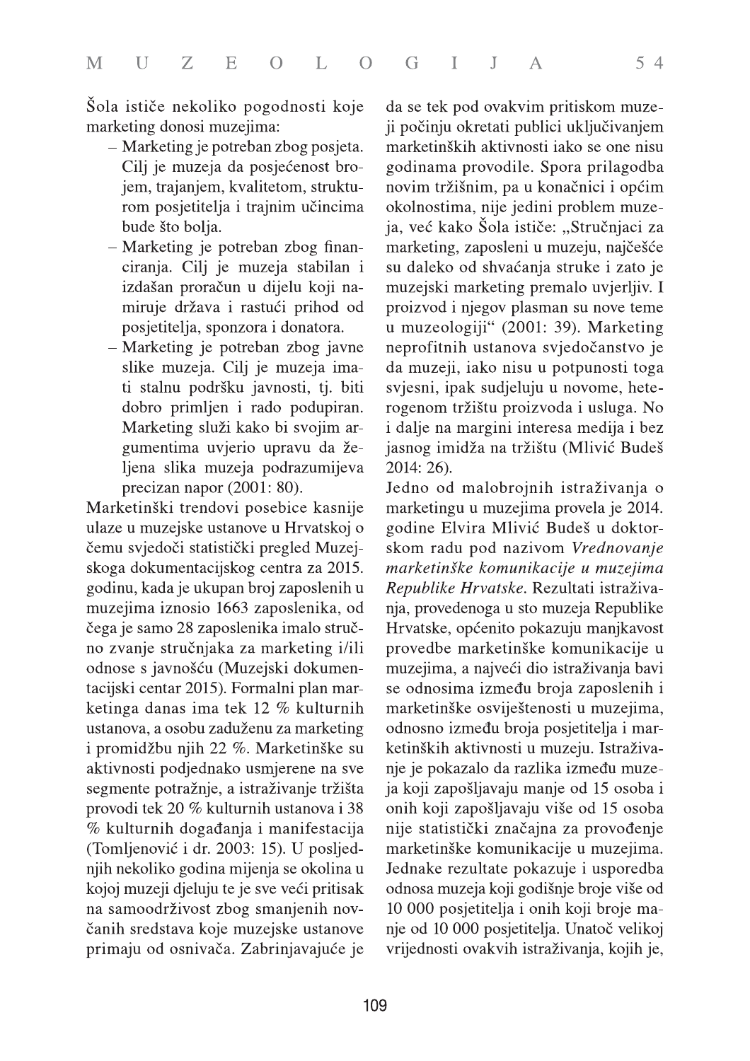Šola ističe nekoliko pogodnosti koje marketing donosi muzejima:

- Marketing je potreban zbog posjeta. Cilj je muzeja da posjećenost brojem, trajanjem, kvalitetom, strukturom posjetitelja i trajnim učincima bude što bolja.
- Marketing je potreban zbog financiranja. Cilj je muzeja stabilan i izdašan proračun u dijelu koji namiruje država i rastući prihod od posjetitelja, sponzora i donatora.
- Marketing je potreban zbog javne slike muzeja. Cilj je muzeja imati stalnu podršku javnosti, tj. biti dobro primljen i rado podupiran. Marketing služi kako bi svojim argumentima uvjerio upravu da željena slika muzeja podrazumijeva precizan napor (2001: 80).

Marketinški trendovi posebice kasnije ulaze u muzejske ustanove u Hrvatskoj o čemu svjedoči statistički pregled Muzejskoga dokumentacijskog centra za 2015. godinu, kada je ukupan broj zaposlenih u muzejima iznosio 1663 zaposlenika, od čega je samo 28 zaposlenika imalo stručno zvanje stručnjaka za marketing i/ili odnose s javnošću (Muzejski dokumentacijski centar 2015). Formalni plan marketinga danas ima tek 12 % kulturnih ustanova, a osobu zaduženu za marketing i promidžbu njih 22 %. Marketinške su aktivnosti podjednako usmjerene na sve segmente potražnje, a istraživanje tržišta provodi tek 20 % kulturnih ustanova i 38 % kulturnih događanja i manifestacija (Tomljenović i dr. 2003: 15). U posljednjih nekoliko godina mijenja se okolina u kojoj muzeji djeluju te je sve veći pritisak na samoodrživost zbog smanjenih novčanih sredstava koje muzejske ustanove primaju od osnivača. Zabrinjavajuće je da se tek pod ovakvim pritiskom muzeji počinju okretati publici uključivanjem marketinških aktivnosti iako se one nisu godinama provodile. Spora prilagodba novim tržišnim, pa u konačnici i općim okolnostima, nije jedini problem muzeja, već kako Šola ističe: „Stručnjaci za marketing, zaposleni u muzeju, najčešće su daleko od shvaćanja struke i zato je muzejski marketing premalo uvjerljiv. I proizvod i njegov plasman su nove teme u muzeologiji" (2001: 39). Marketing neprofitnih ustanova svjedočanstvo je da muzeji, iako nisu u potpunosti toga svjesni, ipak sudjeluju u novome, heterogenom tržištu proizvoda i usluga. No i dalje na margini interesa medija i bez jasnog imidža na tržištu (Mlivić Budeš 2014: 26).

Jedno od malobrojnih istraživanja o marketingu u muzejima provela je 2014. godine Elvira Mlivić Budeš u doktorskom radu pod nazivom *Vrednovanje marketinške komunikacije u muzejima Republike Hrvatske*. Rezultati istraživanja, provedenoga u sto muzeja Republike Hrvatske, općenito pokazuju manjkavost provedbe marketinške komunikacije u muzejima, a najveći dio istraživanja bavi se odnosima između broja zaposlenih i marketinške osviještenosti u muzejima, odnosno između broja posjetitelja i marketinških aktivnosti u muzeju. Istraživanje je pokazalo da razlika između muzeja koji zapošljavaju manje od 15 osoba i onih koji zapošljavaju više od 15 osoba nije statistički značajna za provođenje marketinške komunikacije u muzejima. Jednake rezultate pokazuje i usporedba odnosa muzeja koji godišnje broje više od 10 000 posjetitelja i onih koji broje manje od 10 000 posjetitelja. Unatoč velikoj vrijednosti ovakvih istraživanja, kojih je,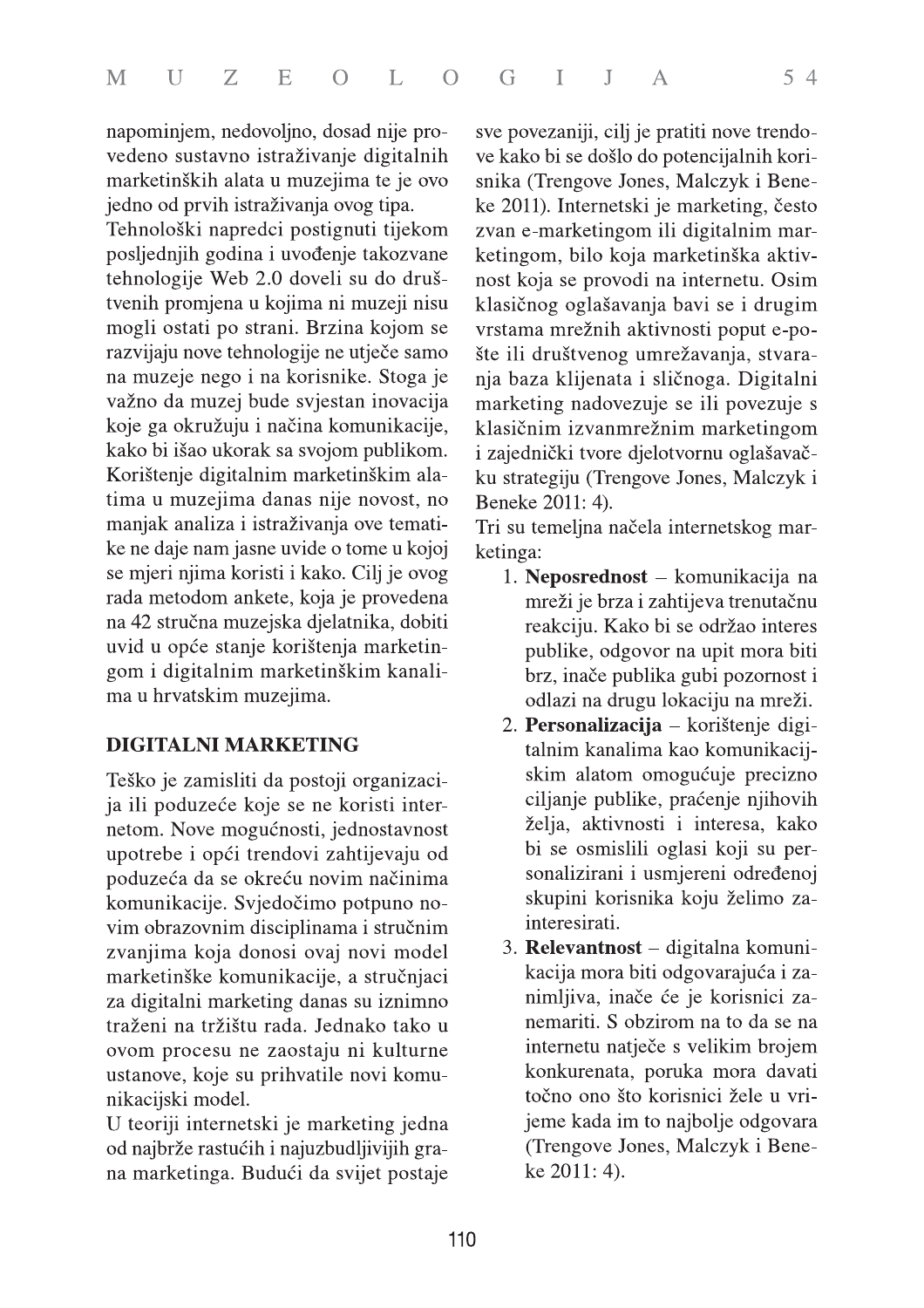napominjem, nedovoljno, dosad nije provedeno sustavno istraživanje digitalnih marketinških alata u muzejima te je ovo jedno od prvih istraživanja ovog tipa.

Tehnološki napredci postignuti tijekom posljednjih godina i uvođenje takozvane tehnologije Web 2.0 doveli su do društvenih promjena u kojima ni muzeji nisu mogli ostati po strani. Brzina kojom se razvijaju nove tehnologije ne utječe samo na muzeje nego i na korisnike. Stoga je važno da muzej bude svjestan inovacija koje ga okružuju i načina komunikacije, kako bi išao ukorak sa svojom publikom. Korištenje digitalnim marketinškim alatima u muzejima danas nije novost, no manjak analiza i istraživanja ove tematike ne daje nam jasne uvide o tome u kojoj se mjeri njima koristi i kako. Cilj je ovog rada metodom ankete, koja je provedena na 42 stručna muzejska djelatnika, dobiti uvid u opće stanje korištenja marketingom i digitalnim marketinškim kanalima u hrvatskim muzejima.

## DIGITALNI MARKETING

Teško je zamisliti da postoji organizacija ili poduzeće koje se ne koristi internetom. Nove mogućnosti, jednostavnost upotrebe i opći trendovi zahtijevaju od poduzeća da se okreću novim načinima komunikacije. Svjedočimo potpuno novim obrazovnim disciplinama i stručnim zvanjima koja donosi ovaj novi model marketinške komunikacije, a stručnjaci za digitalni marketing danas su iznimno traženi na tržištu rada. Jednako tako u ovom procesu ne zaostaju ni kulturne ustanove, koje su prihvatile novi komunikacijski model.

U teoriji internetski je marketing jedna od najbrže rastućih i najuzbudljivijih grana marketinga. Budući da svijet postaje sve povezaniji, cilj je pratiti nove trendove kako bi se došlo do potencijalnih korisnika (Trengove Jones, Malczyk i Beneke 2011). Internetski je marketing, često zvan e-marketingom ili digitalnim marketingom, bilo koja marketinška aktivnost koja se provodi na internetu. Osim klasičnog oglašavanja bavi se i drugim vrstama mrežnih aktivnosti poput e-pošte ili društvenog umrežavanja, stvaranja baza klijenata i sličnoga. Digitalni marketing nadovezuje se ili povezuje s klasičnim izvanmrežnim marketingom i zajednički tvore djelotvornu oglašavačku strategiju (Trengove Jones, Malczyk i Beneke 2011: 4).

Tri su temeljna načela internetskog marketinga:

1. **Neposrednost** – komunikacija na mreži je brza i zahtijeva trenutačnu reakciju. Kako bi se održao interes publike, odgovor na upit mora biti brz, inače publika gubi pozornost i odlazi na drugu lokaciju na mreži.
2. **Personalizacija** – korištenje digitalnim kanalima kao komunikacijskim alatom omogućuje precizno ciljanje publike, praćenje njihovih želja, aktivnosti i interesa, kako bi se osmislili oglasi koji su personalizirani i usmjereni određenoj skupini korisnika koju želimo zainteresirati.
3. **Relevantnost** – digitalna komunikacija mora biti odgovarajuća i zanimljiva, inače će je korisnici zanemariti. S obzirom na to da se na internetu natječe s velikim brojem konkurenata, poruka mora davati točno ono što korisnici žele u vrijeme kada im to najbolje odgovara (Trengove Jones, Malczyk i Beneke 2011: 4).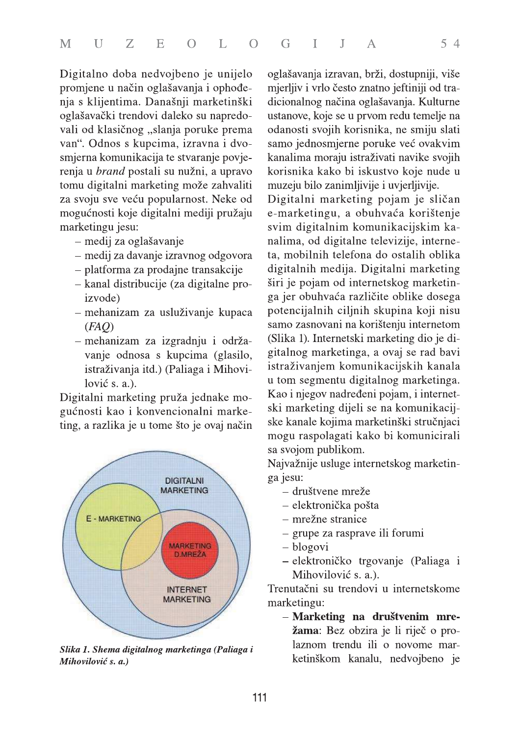Digitalno doba nedvojbeno je unijelo promjene u način oglašavanja i ophođenja s klijentima. Današnji marketinški oglašavački trendovi daleko su napredovali od klasičnog „slanja poruke prema van". Odnos s kupcima, izravna i dvosmjerna komunikacija te stvaranje povjerenja u *brand* postali su nužni, a upravo tomu digitalni marketing može zahvaliti za svoju sve veću popularnost. Neke od mogućnosti koje digitalni mediji pružaju marketingu jesu:

- medij za oglašavanje
- medij za davanje izravnog odgovora
- platforma za prodajne transakcije
- kanal distribucije (za digitalne proizvode)
- mehanizam za usluživanje kupaca (*FAQ*)
- mehanizam za izgradnju i održavanje odnosa s kupcima (glasilo, istraživanja itd.) (Paliaga i Mihovilović s. a.).

Digitalni marketing pruža jednake mogućnosti kao i konvencionalni marketing, a razlika je u tome što je ovaj način oglašavanja izravan, brži, dostupniji, više mjerljiv i vrlo često znatno jeftiniji od tradicionalnog načina oglašavanja. Kulturne ustanove, koje se u prvom redu temelje na odanosti svojih korisnika, ne smiju slati samo jednosmjerne poruke već ovakvim kanalima moraju istraživati navike svojih korisnika kako bi iskustvo koje nude u muzeju bilo zanimljivije i uvjerljivije.

DIGITALNI MARKETING
E - MARKETING
MARKETING D.MREŽA
INTERNET MARKETING

***Slika 1. Shema digitalnog marketinga (Paliaga i Mihovilović s. a.)***

Digitalni marketing pojam je sličan e-marketingu, a obuhvaća korištenje svim digitalnim komunikacijskim kanalima, od digitalne televizije, interneta, mobilnih telefona do ostalih oblika digitalnih medija. Digitalni marketing širi je pojam od internetskog marketinga jer obuhvaća različite oblike dosega potencijalnih ciljnih skupina koji nisu samo zasnovani na korištenju internetom (Slika 1). Internetski marketing dio je digitalnog marketinga, a ovaj se rad bavi istraživanjem komunikacijskih kanala u tom segmentu digitalnog marketinga. Kao i njegov nadređeni pojam, i internetski marketing dijeli se na komunikacijske kanale kojima marketinški stručnjaci mogu raspolagati kako bi komunicirali sa svojom publikom.

Najvažnije usluge internetskog marketinga jesu:

- društvene mreže
- elektronička pošta
- mrežne stranice
- grupe za rasprave ili forumi
- blogovi
- elektroničko trgovanje (Paliaga i Mihovilović s. a.).

Trenutačni su trendovi u internetskome marketingu:

- **Marketing na društvenim mrežama**: Bez obzira je li riječ o prolaznom trendu ili o novome marketinškom kanalu, nedvojbeno je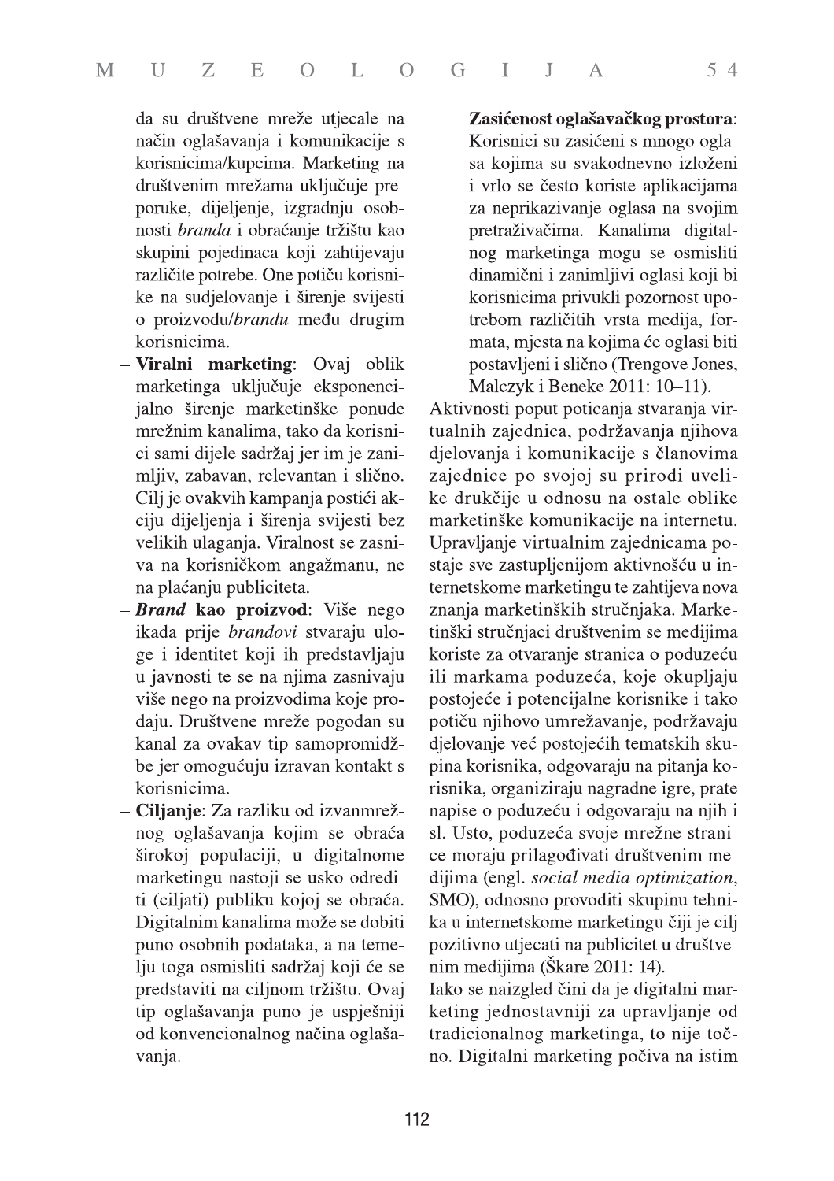da su društvene mreže utjecale na način oglašavanja i komunikacije s korisnicima/kupcima. Marketing na društvenim mrežama uključuje preporuke, dijeljenje, izgradnju osobnosti *branda* i obraćanje tržištu kao skupini pojedinaca koji zahtijevaju različite potrebe. One potiču korisnike na sudjelovanje i širenje svijesti o proizvodu/*brandu* među drugim korisnicima.

- **Viralni marketing**: Ovaj oblik marketinga uključuje eksponencijalno širenje marketinške ponude mrežnim kanalima, tako da korisnici sami dijele sadržaj jer im je zanimljiv, zabavan, relevantan i slično. Cilj je ovakvih kampanja postići akciju dijeljenja i širenja svijesti bez velikih ulaganja. Viralnost se zasniva na korisničkom angažmanu, ne na plaćanju publiciteta.
- ***Brand* kao proizvod**: Više nego ikada prije *brandovi* stvaraju uloge i identitet koji ih predstavljaju u javnosti te se na njima zasnivaju više nego na proizvodima koje prodaju. Društvene mreže pogodan su kanal za ovakav tip samopromidžbe jer omogućuju izravan kontakt s korisnicima.
- **Ciljanje**: Za razliku od izvanmrežnog oglašavanja kojim se obraća širokoj populaciji, u digitalnome marketingu nastoji se usko odrediti (ciljati) publiku kojoj se obraća. Digitalnim kanalima može se dobiti puno osobnih podataka, a na temelju toga osmisliti sadržaj koji će se predstaviti na ciljnom tržištu. Ovaj tip oglašavanja puno je uspješniji od konvencionalnog načina oglašavanja.
- **Zasićenost oglašavačkog prostora**: Korisnici su zasićeni s mnogo oglasa kojima su svakodnevno izloženi i vrlo se često koriste aplikacijama za neprikazivanje oglasa na svojim pretraživačima. Kanalima digitalnog marketinga mogu se osmisliti dinamični i zanimljivi oglasi koji bi korisnicima privukli pozornost upotrebom različitih vrsta medija, formata, mjesta na kojima će oglasi biti postavljeni i slično (Trengove Jones, Malczyk i Beneke 2011: 10–11).

Aktivnosti poput poticanja stvaranja virtualnih zajednica, podržavanja njihova djelovanja i komunikacije s članovima zajednice po svojoj su prirodi uvelike drukčije u odnosu na ostale oblike marketinške komunikacije na internetu. Upravljanje virtualnim zajednicama postaje sve zastupljenijom aktivnošću u internetskome marketingu te zahtijeva nova znanja marketinških stručnjaka. Marketinški stručnjaci društvenim se medijima koriste za otvaranje stranica o poduzeću ili markama poduzeća, koje okupljaju postojeće i potencijalne korisnike i tako potiču njihovo umrežavanje, podržavaju djelovanje već postojećih tematskih skupina korisnika, odgovaraju na pitanja korisnika, organiziraju nagradne igre, prate napise o poduzeću i odgovaraju na njih i sl. Usto, poduzeća svoje mrežne stranice moraju prilagođivati društvenim medijima (engl. *social media optimization*, SMO), odnosno provoditi skupinu tehnika u internetskome marketingu čiji je cilj pozitivno utjecati na publicitet u društvenim medijima (Škare 2011: 14).

Iako se naizgled čini da je digitalni marketing jednostavniji za upravljanje od tradicionalnog marketinga, to nije točno. Digitalni marketing počiva na istim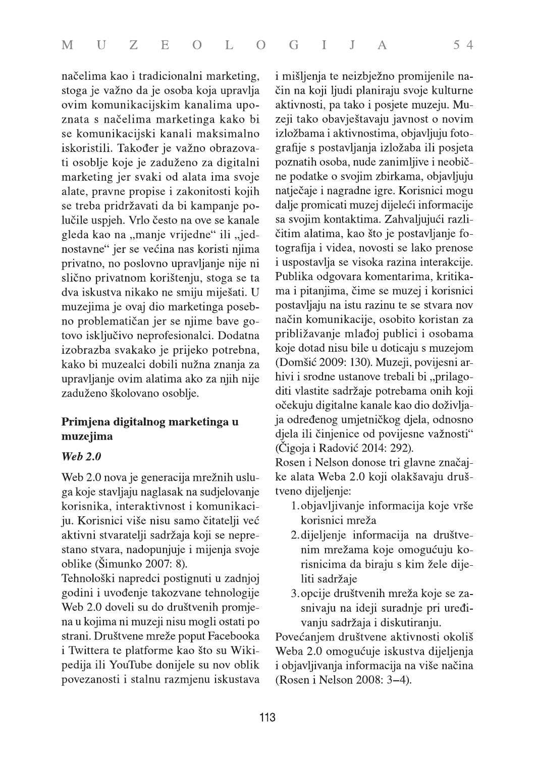načelima kao i tradicionalni marketing, stoga je važno da je osoba koja upravlja ovim komunikacijskim kanalima upoznata s načelima marketinga kako bi se komunikacijski kanali maksimalno iskoristili. Također je važno obrazovati osoblje koje je zaduženo za digitalni marketing jer svaki od alata ima svoje alate, pravne propise i zakonitosti kojih se treba pridržavati da bi kampanje polučile uspjeh. Vrlo često na ove se kanale gleda kao na „manje vrijedne" ili „jednostavne" jer se većina nas koristi njima privatno, no poslovno upravljanje nije ni slično privatnom korištenju, stoga se ta dva iskustva nikako ne smiju miješati. U muzejima je ovaj dio marketinga posebno problematičan jer se njime bave gotovo isključivo neprofesionalci. Dodatna izobrazba svakako je prijeko potrebna, kako bi muzealci dobili nužna znanja za upravljanje ovim alatima ako za njih nije zaduženo školovano osoblje.

## Primjena digitalnog marketinga u muzejima

### *Web 2.0*

Web 2.0 nova je generacija mrežnih usluga koje stavljaju naglasak na sudjelovanje korisnika, interaktivnost i komunikaciju. Korisnici više nisu samo čitatelji već aktivni stvaratelji sadržaja koji se neprestano stvara, nadopunjuje i mijenja svoje oblike (Šimunko 2007: 8).

Tehnološki napredci postignuti u zadnjoj godini i uvođenje takozvane tehnologije Web 2.0 doveli su do društvenih promjena u kojima ni muzeji nisu mogli ostati po strani. Društvene mreže poput Facebooka i Twittera te platforme kao što su Wikipedija ili YouTube donijele su nov oblik povezanosti i stalnu razmjenu iskustava i mišljenja te neizbježno promijenile način na koji ljudi planiraju svoje kulturne aktivnosti, pa tako i posjete muzeju. Muzeji tako obavještavaju javnost o novim izložbama i aktivnostima, objavljuju fotografije s postavljanja izložaba ili posjeta poznatih osoba, nude zanimljive i neobične podatke o svojim zbirkama, objavljuju natječaje i nagradne igre. Korisnici mogu dalje promicati muzej dijeleći informacije sa svojim kontaktima. Zahvaljujući različitim alatima, kao što je postavljanje fotografija i videa, novosti se lako prenose i uspostavlja se visoka razina interakcije. Publika odgovara komentarima, kritikama i pitanjima, čime se muzej i korisnici postavljaju na istu razinu te se stvara nov način komunikacije, osobito koristan za približavanje mlađoj publici i osobama koje dotad nisu bile u doticaju s muzejom (Domšić 2009: 130). Muzeji, povijesni arhivi i srodne ustanove trebali bi „prilagoditi vlastite sadržaje potrebama onih koji očekuju digitalne kanale kao dio doživljaja određenog umjetničkog djela, odnosno djela ili činjenice od povijesne važnosti" (Čigoja i Radović 2014: 292).

Rosen i Nelson donose tri glavne značajke alata Weba 2.0 koji olakšavaju društveno dijeljenje:

1. objavljivanje informacija koje vrše korisnici mreža
2. dijeljenje informacija na društvenim mrežama koje omogućuju korisnicima da biraju s kim žele dijeliti sadržaje
3. opcije društvenih mreža koje se zasnivaju na ideji suradnje pri uređivanju sadržaja i diskutiranju.

Povećanjem društvene aktivnosti okoliš Weba 2.0 omogućuje iskustva dijeljenja i objavljivanja informacija na više načina (Rosen i Nelson 2008: 3–4).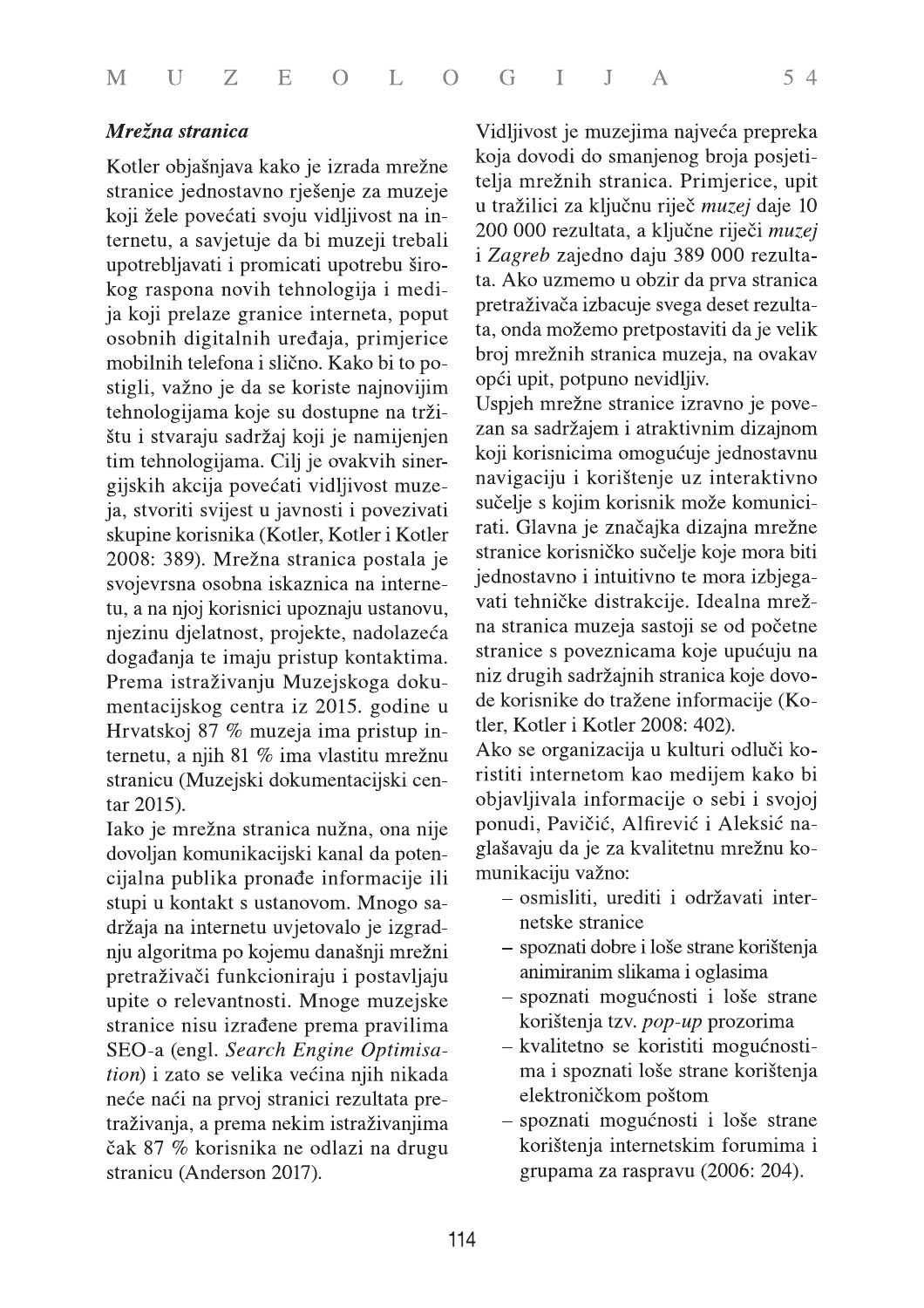### *Mrežna stranica*

Kotler objašnjava kako je izrada mrežne stranice jednostavno rješenje za muzeje koji žele povećati svoju vidljivost na internetu, a savjetuje da bi muzeji trebali upotrebljavati i promicati upotrebu širokog raspona novih tehnologija i medija koji prelaze granice interneta, poput osobnih digitalnih uređaja, primjerice mobilnih telefona i slično. Kako bi to postigli, važno je da se koriste najnovijim tehnologijama koje su dostupne na tržištu i stvaraju sadržaj koji je namijenjen tim tehnologijama. Cilj je ovakvih sinergijskih akcija povećati vidljivost muzeja, stvoriti svijest u javnosti i povezivati skupine korisnika (Kotler, Kotler i Kotler 2008: 389). Mrežna stranica postala je svojevrsna osobna iskaznica na internetu, a na njoj korisnici upoznaju ustanovu, njezinu djelatnost, projekte, nadolazeća događanja te imaju pristup kontaktima. Prema istraživanju Muzejskoga dokumentacijskog centra iz 2015. godine u Hrvatskoj 87 % muzeja ima pristup internetu, a njih 81 % ima vlastitu mrežnu stranicu (Muzejski dokumentacijski centar 2015).

Iako je mrežna stranica nužna, ona nije dovoljan komunikacijski kanal da potencijalna publika pronađe informacije ili stupi u kontakt s ustanovom. Mnogo sadržaja na internetu uvjetovalo je izgradnju algoritma po kojemu današnji mrežni pretraživači funkcioniraju i postavljaju upite o relevantnosti. Mnoge muzejske stranice nisu izrađene prema pravilima SEO-a (engl. *Search Engine Optimisation*) i zato se velika većina njih nikada neće naći na prvoj stranici rezultata pretraživanja, a prema nekim istraživanjima čak 87 % korisnika ne odlazi na drugu stranicu (Anderson 2017).

Vidljivost je muzejima najveća prepreka koja dovodi do smanjenog broja posjetitelja mrežnih stranica. Primjerice, upit u tražilici za ključnu riječ *muzej* daje 10 200 000 rezultata, a ključne riječi *muzej* i *Zagreb* zajedno daju 389 000 rezultata. Ako uzmemo u obzir da prva stranica pretraživača izbacuje svega deset rezultata, onda možemo pretpostaviti da je velik broj mrežnih stranica muzeja, na ovakav opći upit, potpuno nevidljiv.

Uspjeh mrežne stranice izravno je povezan sa sadržajem i atraktivnim dizajnom koji korisnicima omogućuje jednostavnu navigaciju i korištenje uz interaktivno sučelje s kojim korisnik može komunicirati. Glavna je značajka dizajna mrežne stranice korisničko sučelje koje mora biti jednostavno i intuitivno te mora izbjegavati tehničke distrakcije. Idealna mrežna stranica muzeja sastoji se od početne stranice s poveznicama koje upućuju na niz drugih sadržajnih stranica koje dovode korisnike do tražene informacije (Kotler, Kotler i Kotler 2008: 402).

Ako se organizacija u kulturi odluči koristiti internetom kao medijem kako bi objavljivala informacije o sebi i svojoj ponudi, Pavičić, Alfirević i Aleksić naglašavaju da je za kvalitetnu mrežnu komunikaciju važno:

- osmisliti, urediti i održavati internetske stranice
- spoznati dobre i loše strane korištenja animiranim slikama i oglasima
- spoznati mogućnosti i loše strane korištenja tzv. *pop-up* prozorima
- kvalitetno se koristiti mogućnostima i spoznati loše strane korištenja elektroničkom poštom
- spoznati mogućnosti i loše strane korištenja internetskim forumima i grupama za raspravu (2006: 204).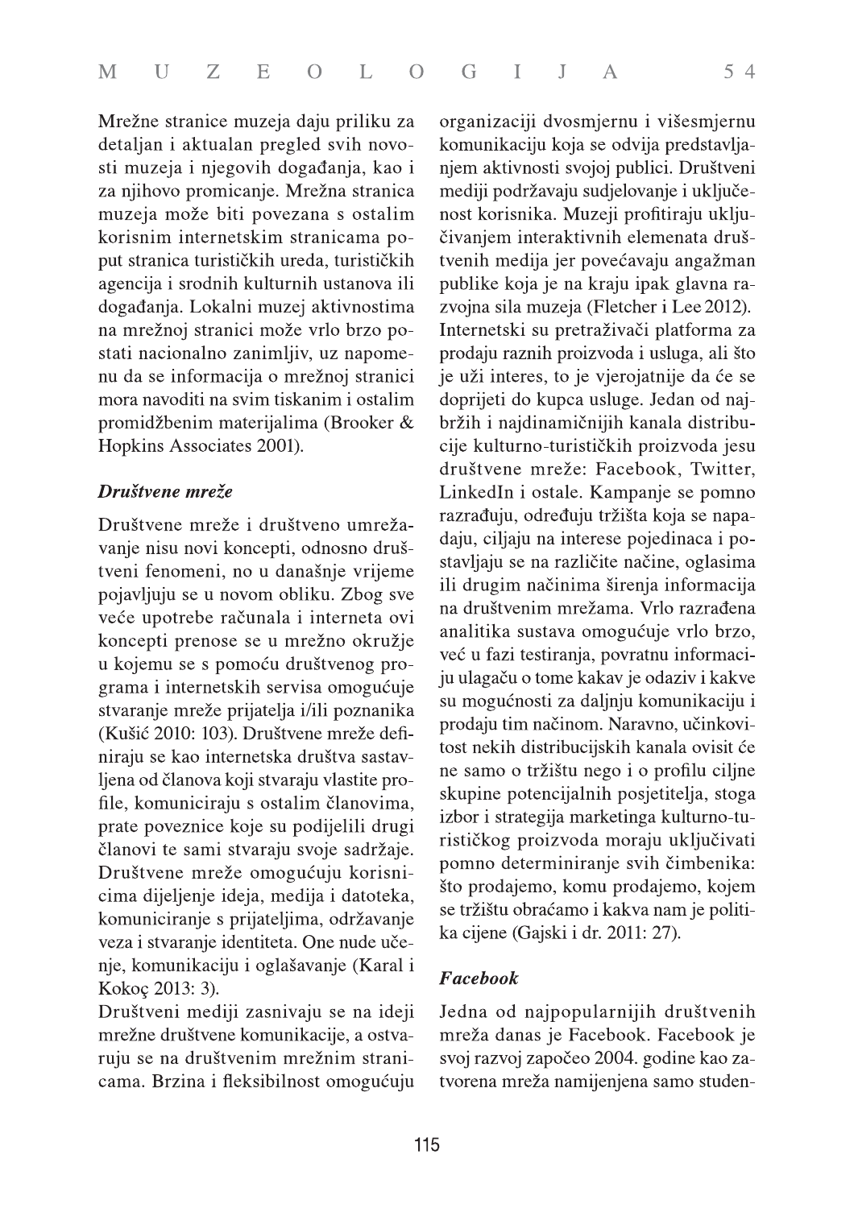Mrežne stranice muzeja daju priliku za detaljan i aktualan pregled svih novosti muzeja i njegovih događanja, kao i za njihovo promicanje. Mrežna stranica muzeja može biti povezana s ostalim korisnim internetskim stranicama poput stranica turističkih ureda, turističkih agencija i srodnih kulturnih ustanova ili događanja. Lokalni muzej aktivnostima na mrežnoj stranici može vrlo brzo postati nacionalno zanimljiv, uz napomenu da se informacija o mrežnoj stranici mora navoditi na svim tiskanim i ostalim promidžbenim materijalima (Brooker & Hopkins Associates 2001).

### *Društvene mreže*

Društvene mreže i društveno umrežavanje nisu novi koncepti, odnosno društveni fenomeni, no u današnje vrijeme pojavljuju se u novom obliku. Zbog sve veće upotrebe računala i interneta ovi koncepti prenose se u mrežno okružje u kojemu se s pomoću društvenog programa i internetskih servisa omogućuje stvaranje mreže prijatelja i/ili poznanika (Kušić 2010: 103). Društvene mreže definiraju se kao internetska društva sastavljena od članova koji stvaraju vlastite profile, komuniciraju s ostalim članovima, prate poveznice koje su podijelili drugi članovi te sami stvaraju svoje sadržaje. Društvene mreže omogućuju korisnicima dijeljenje ideja, medija i datoteka, komuniciranje s prijateljima, održavanje veza i stvaranje identiteta. One nude učenje, komunikaciju i oglašavanje (Karal i Kokoç 2013: 3).

Društveni mediji zasnivaju se na ideji mrežne društvene komunikacije, a ostvaruju se na društvenim mrežnim stranicama. Brzina i fleksibilnost omogućuju organizaciji dvosmjernu i višesmjernu komunikaciju koja se odvija predstavljanjem aktivnosti svojoj publici. Društveni mediji podržavaju sudjelovanje i uključenost korisnika. Muzeji profitiraju uključivanjem interaktivnih elemenata društvenih medija jer povećavaju angažman publike koja je na kraju ipak glavna razvojna sila muzeja (Fletcher i Lee 2012).

Internetski su pretraživači platforma za prodaju raznih proizvoda i usluga, ali što je uži interes, to je vjerojatnije da će se doprijeti do kupca usluge. Jedan od najbržih i najdinamičnijih kanala distribucije kulturno-turističkih proizvoda jesu društvene mreže: Facebook, Twitter, LinkedIn i ostale. Kampanje se pomno razrađuju, određuju tržišta koja se napadaju, ciljaju na interese pojedinaca i postavljaju se na različite načine, oglasima ili drugim načinima širenja informacija na društvenim mrežama. Vrlo razrađena analitika sustava omogućuje vrlo brzo, već u fazi testiranja, povratnu informaciju ulagaču o tome kakav je odaziv i kakve su mogućnosti za daljnju komunikaciju i prodaju tim načinom. Naravno, učinkovitost nekih distribucijskih kanala ovisit će ne samo o tržištu nego i o profilu ciljne skupine potencijalnih posjetitelja, stoga izbor i strategija marketinga kulturno-turističkog proizvoda moraju uključivati pomno determiniranje svih čimbenika: što prodajemo, komu prodajemo, kojem se tržištu obraćamo i kakva nam je politika cijene (Gajski i dr. 2011: 27).

### *Facebook*

Jedna od najpopularnijih društvenih mreža danas je Facebook. Facebook je svoj razvoj započeo 2004. godine kao zatvorena mreža namijenjena samo studen-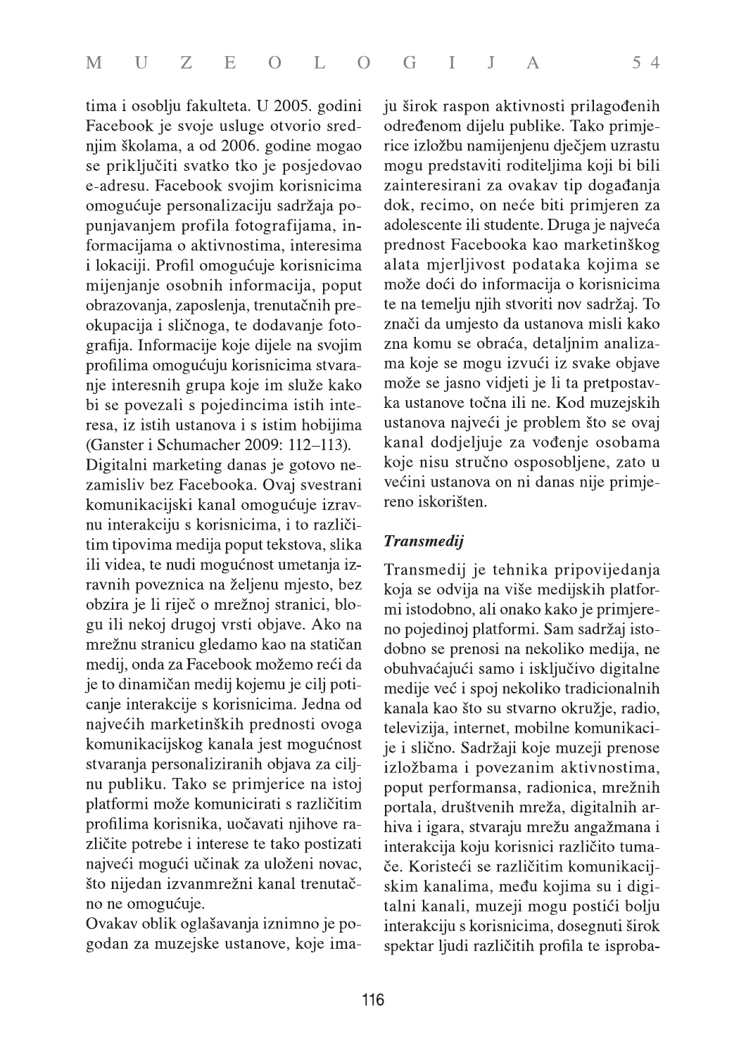tima i osoblju fakulteta. U 2005. godini Facebook je svoje usluge otvorio srednjim školama, a od 2006. godine mogao se priključiti svatko tko je posjedovao e-adresu. Facebook svojim korisnicima omogućuje personalizaciju sadržaja popunjavanjem profila fotografijama, informacijama o aktivnostima, interesima i lokaciji. Profil omogućuje korisnicima mijenjanje osobnih informacija, poput obrazovanja, zaposlenja, trenutačnih preokupacija i sličnoga, te dodavanje fotografija. Informacije koje dijele na svojim profilima omogućuju korisnicima stvaranje interesnih grupa koje im služe kako bi se povezali s pojedincima istih interesa, iz istih ustanova i s istim hobijima (Ganster i Schumacher 2009: 112–113).

Digitalni marketing danas je gotovo nezamisliv bez Facebooka. Ovaj svestrani komunikacijski kanal omogućuje izravnu interakciju s korisnicima, i to različitim tipovima medija poput tekstova, slika ili videa, te nudi mogućnost umetanja izravnih poveznica na željeno mjesto, bez obzira je li riječ o mrežnoj stranici, blogu ili nekoj drugoj vrsti objave. Ako na mrežnu stranicu gledamo kao na statičan medij, onda za Facebook možemo reći da je to dinamičan medij kojemu je cilj poticanje interakcije s korisnicima. Jedna od najvećih marketinških prednosti ovoga komunikacijskog kanala jest mogućnost stvaranja personaliziranih objava za ciljnu publiku. Tako se primjerice na istoj platformi može komunicirati s različitim profilima korisnika, uočavati njihove različite potrebe i interese te tako postizati najveći mogući učinak za uloženi novac, što nijedan izvanmrežni kanal trenutačno ne omogućuje.

Ovakav oblik oglašavanja iznimno je pogodan za muzejske ustanove, koje imaju širok raspon aktivnosti prilagođenih određenom dijelu publike. Tako primjerice izložbu namijenjenu dječjem uzrastu mogu predstaviti roditeljima koji bi bili zainteresirani za ovakav tip događanja dok, recimo, on neće biti primjeren za adolescente ili studente. Druga je najveća prednost Facebooka kao marketinškog alata mjerljivost podataka kojima se može doći do informacija o korisnicima te na temelju njih stvoriti nov sadržaj. To znači da umjesto da ustanova misli kako zna komu se obraća, detaljnim analizama koje se mogu izvući iz svake objave može se jasno vidjeti je li ta pretpostavka ustanove točna ili ne. Kod muzejskih ustanova najveći je problem što se ovaj kanal dodjeljuje za vođenje osobama koje nisu stručno osposobljene, zato u većini ustanova on ni danas nije primjereno iskorišten.

### *Transmedij*

Transmedij je tehnika pripovijedanja koja se odvija na više medijskih platformi istodobno, ali onako kako je primjereno pojedinoj platformi. Sam sadržaj istodobno se prenosi na nekoliko medija, ne obuhvaćajući samo i isključivo digitalne medije već i spoj nekoliko tradicionalnih kanala kao što su stvarno okružje, radio, televizija, internet, mobilne komunikacije i slično. Sadržaji koje muzeji prenose izložbama i povezanim aktivnostima, poput performansa, radionica, mrežnih portala, društvenih mreža, digitalnih arhiva i igara, stvaraju mrežu angažmana i interakcija koju korisnici različito tumače. Koristeći se različitim komunikacijskim kanalima, među kojima su i digitalni kanali, muzeji mogu postići bolju interakciju s korisnicima, dosegnuti širok spektar ljudi različitih profila te isproba-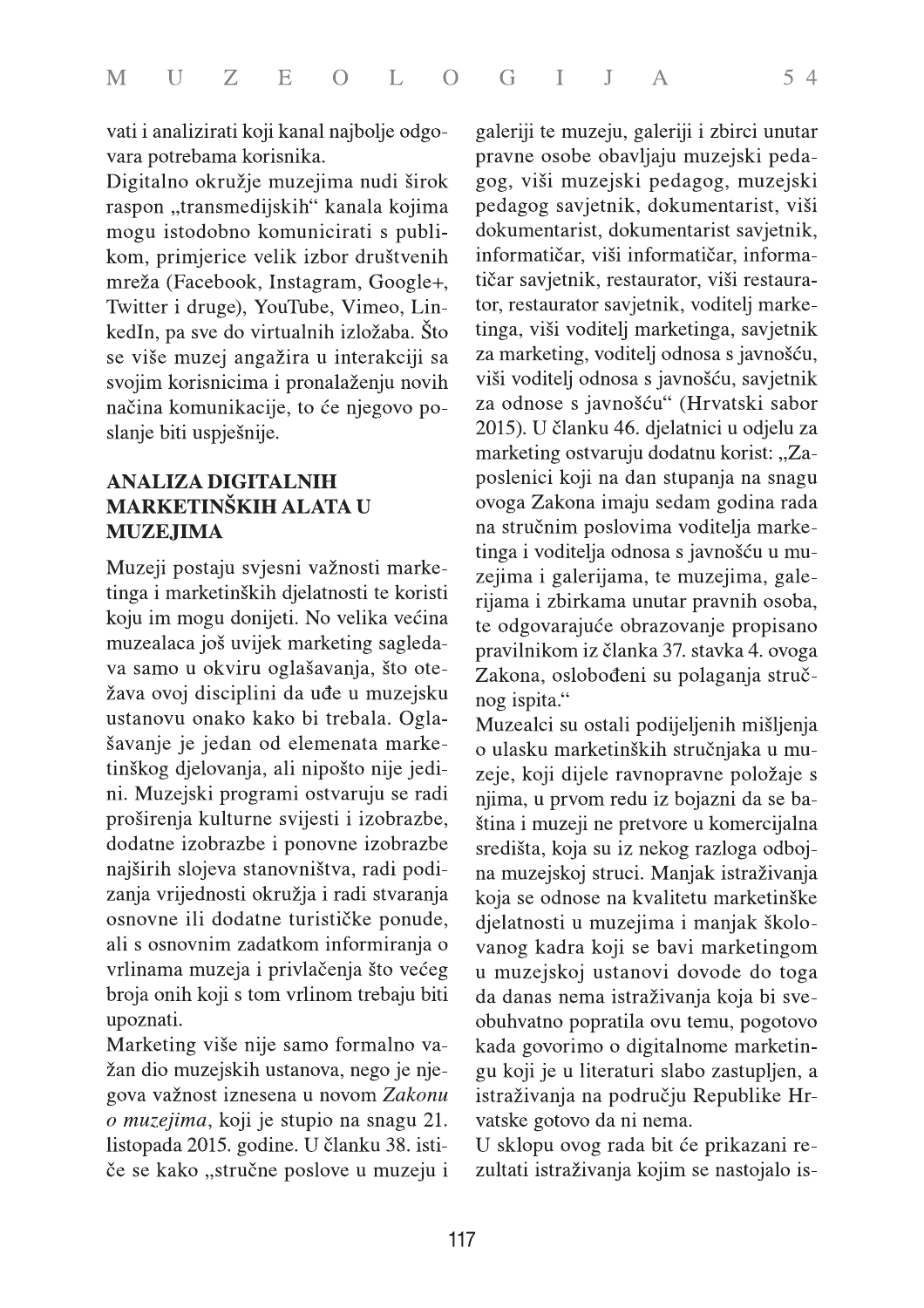vati i analizirati koji kanal najbolje odgovara potrebama korisnika.

Digitalno okružje muzejima nudi širok raspon „transmedijskih" kanala kojima mogu istodobno komunicirati s publikom, primjerice velik izbor društvenih mreža (Facebook, Instagram, Google+, Twitter i druge), YouTube, Vimeo, LinkedIn, pa sve do virtualnih izložaba. Što se više muzej angažira u interakciji sa svojim korisnicima i pronalaženju novih načina komunikacije, to će njegovo poslanje biti uspješnije.

## ANALIZA DIGITALNIH MARKETINŠKIH ALATA U MUZEJIMA

Muzeji postaju svjesni važnosti marketinga i marketinških djelatnosti te koristi koju im mogu donijeti. No velika većina muzealaca još uvijek marketing sagledava samo u okviru oglašavanja, što otežava ovoj disciplini da uđe u muzejsku ustanovu onako kako bi trebala. Oglašavanje je jedan od elemenata marketinškog djelovanja, ali nipošto nije jedini. Muzejski programi ostvaruju se radi proširenja kulturne svijesti i izobrazbe, dodatne izobrazbe i ponovne izobrazbe najširih slojeva stanovništva, radi podizanja vrijednosti okružja i radi stvaranja osnovne ili dodatne turističke ponude, ali s osnovnim zadatkom informiranja o vrlinama muzeja i privlačenja što većeg broja onih koji s tom vrlinom trebaju biti upoznati.

Marketing više nije samo formalno važan dio muzejskih ustanova, nego je njegova važnost iznesena u novom *Zakonu o muzejima*, koji je stupio na snagu 21. listopada 2015. godine. U članku 38. ističe se kako „stručne poslove u muzeju i galeriji te muzeju, galeriji i zbirci unutar pravne osobe obavljaju muzejski pedagog, viši muzejski pedagog, muzejski pedagog savjetnik, dokumentarist, viši dokumentarist, dokumentarist savjetnik, informatičar, viši informatičar, informatičar savjetnik, restaurator, viši restaurator, restaurator savjetnik, voditelj marketinga, viši voditelj marketinga, savjetnik za marketing, voditelj odnosa s javnošću, viši voditelj odnosa s javnošću, savjetnik za odnose s javnošću" (Hrvatski sabor 2015). U članku 46. djelatnici u odjelu za marketing ostvaruju dodatnu korist: „Zaposlenici koji na dan stupanja na snagu ovoga Zakona imaju sedam godina rada na stručnim poslovima voditelja marketinga i voditelja odnosa s javnošću u muzejima i galerijama, te muzejima, galerijama i zbirkama unutar pravnih osoba, te odgovarajuće obrazovanje propisano pravilnikom iz članka 37. stavka 4. ovoga Zakona, oslobođeni su polaganja stručnog ispita."

Muzealci su ostali podijeljenih mišljenja o ulasku marketinških stručnjaka u muzeje, koji dijele ravnopravne položaje s njima, u prvom redu iz bojazni da se baština i muzeji ne pretvore u komercijalna središta, koja su iz nekog razloga odbojna muzejskoj struci. Manjak istraživanja koja se odnose na kvalitetu marketinške djelatnosti u muzejima i manjak školovanog kadra koji se bavi marketingom u muzejskoj ustanovi dovode do toga da danas nema istraživanja koja bi sveobuhvatno popratila ovu temu, pogotovo kada govorimo o digitalnome marketingu koji je u literaturi slabo zastupljen, a istraživanja na području Republike Hrvatske gotovo da ni nema.

U sklopu ovog rada bit će prikazani rezultati istraživanja kojim se nastojalo is-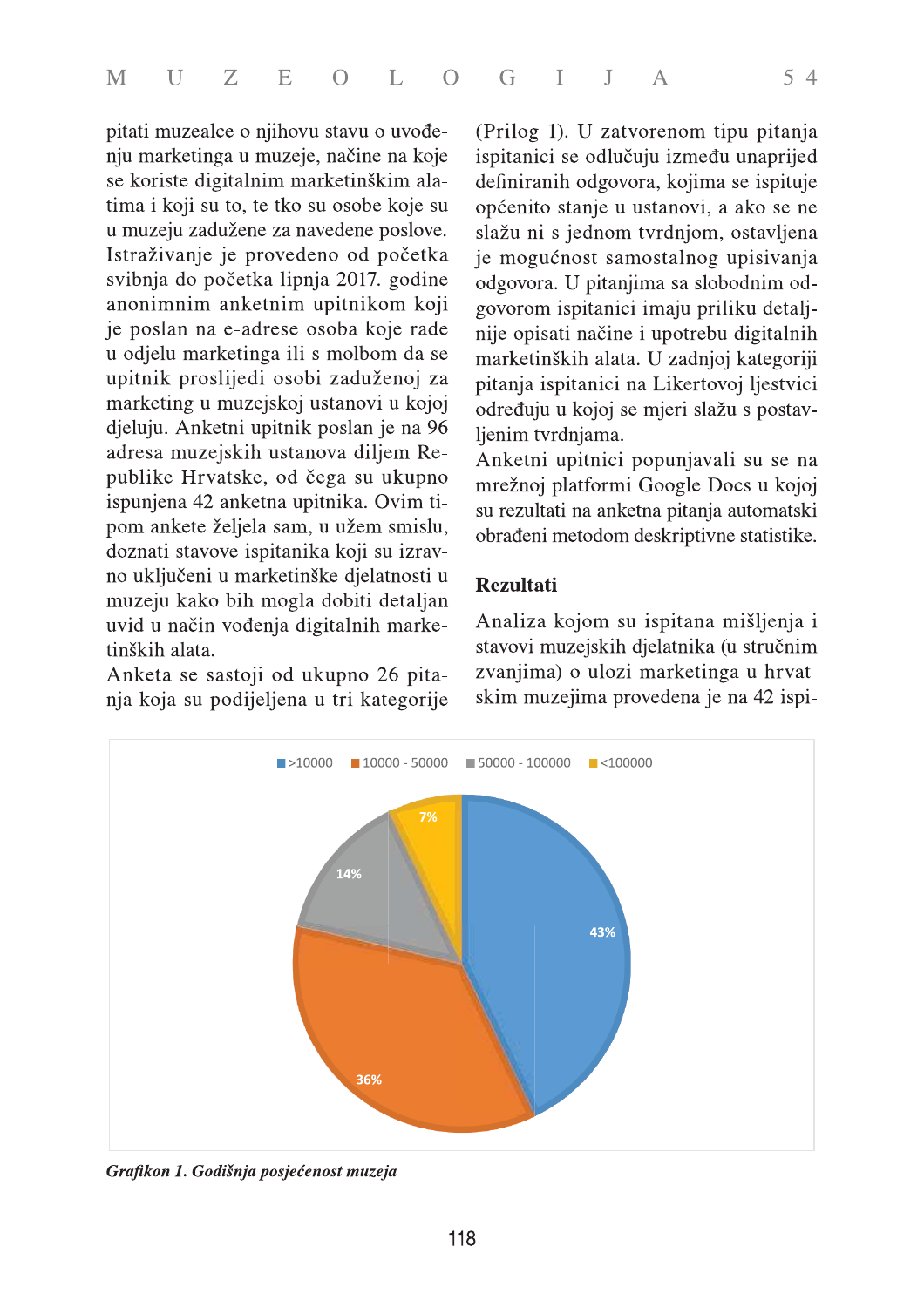pitati muzealce o njihovu stavu o uvođenju marketinga u muzeje, načine na koje se koriste digitalnim marketinškim alatima i koji su to, te tko su osobe koje su u muzeju zadužene za navedene poslove. Istraživanje je provedeno od početka svibnja do početka lipnja 2017. godine anonimnim anketnim upitnikom koji je poslan na e-adrese osoba koje rade u odjelu marketinga ili s molbom da se upitnik proslijedi osobi zaduženoj za marketing u muzejskoj ustanovi u kojoj djeluju. Anketni upitnik poslan je na 96 adresa muzejskih ustanova diljem Republike Hrvatske, od čega su ukupno ispunjena 42 anketna upitnika. Ovim tipom ankete željela sam, u užem smislu, doznati stavove ispitanika koji su izravno uključeni u marketinške djelatnosti u muzeju kako bih mogla dobiti detaljan uvid u način vođenja digitalnih marketinških alata.

Anketa se sastoji od ukupno 26 pitanja koja su podijeljena u tri kategorije (Prilog 1). U zatvorenom tipu pitanja ispitanici se odlučuju između unaprijed definiranih odgovora, kojima se ispituje općenito stanje u ustanovi, a ako se ne slažu ni s jednom tvrdnjom, ostavljena je mogućnost samostalnog upisivanja odgovora. U pitanjima sa slobodnim odgovorom ispitanici imaju priliku detaljnije opisati načine i upotrebu digitalnih marketinških alata. U zadnjoj kategoriji pitanja ispitanici na Likertovoj ljestvici određuju u kojoj se mjeri slažu s postavljenim tvrdnjama.

Anketni upitnici popunjavali su se na mrežnoj platformi Google Docs u kojoj su rezultati na anketna pitanja automatski obrađeni metodom deskriptivne statistike.

## Rezultati

Analiza kojom su ispitana mišljenja i stavovi muzejskih djelatnika (u stručnim zvanjima) o ulozi marketinga u hrvatskim muzejima provedena je na 42 ispi-

| Godišnja posjećenost | % |
|---|---|
| >10000 | 43% |
| 10000 - 50000 | 36% |
| 50000 - 100000 | 14% |
| <100000 | 7% |

*Grafikon 1. Godišnja posjećenost muzeja*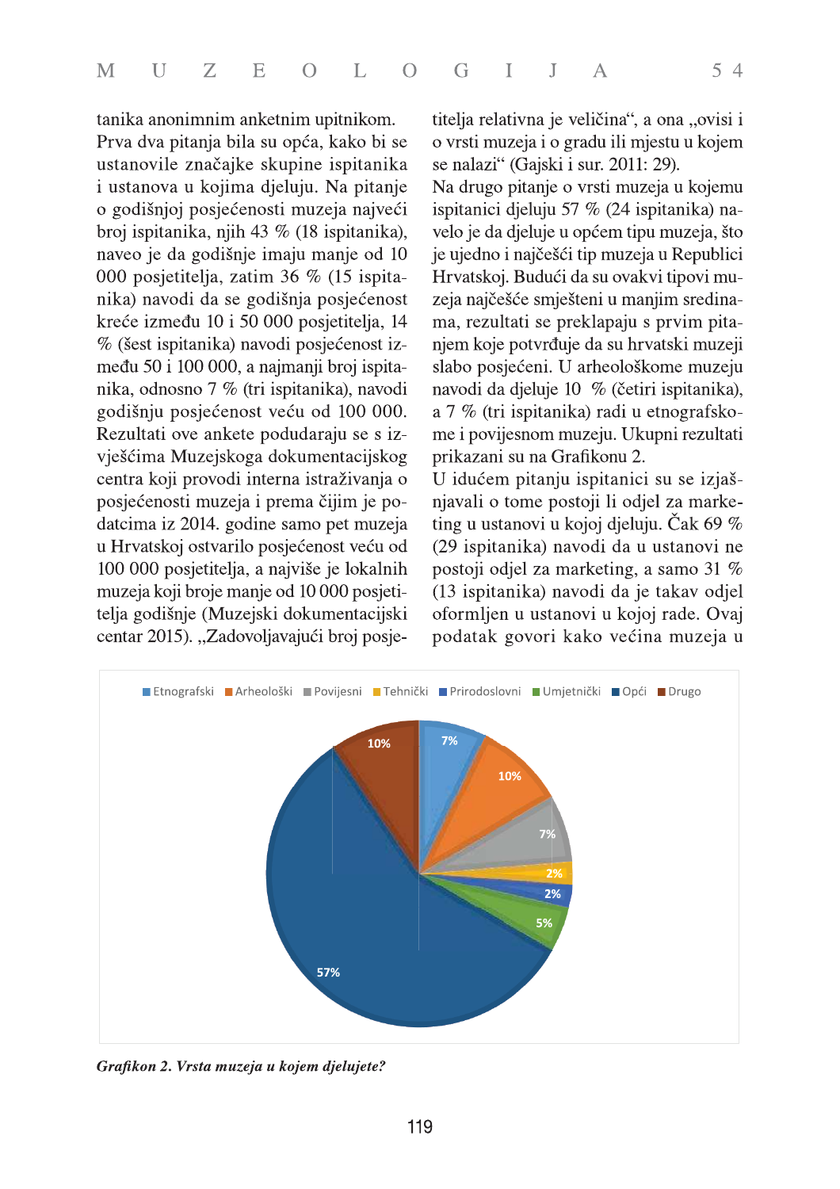tanika anonimnim anketnim upitnikom. Prva dva pitanja bila su opća, kako bi se ustanovile značajke skupine ispitanika i ustanova u kojima djeluju. Na pitanje o godišnjoj posjećenosti muzeja najveći broj ispitanika, njih 43 % (18 ispitanika), naveo je da godišnje imaju manje od 10 000 posjetitelja, zatim 36 % (15 ispitanika) navodi da se godišnja posjećenost kreće između 10 i 50 000 posjetitelja, 14 % (šest ispitanika) navodi posjećenost između 50 i 100 000, a najmanji broj ispitanika, odnosno 7 % (tri ispitanika), navodi godišnju posjećenost veću od 100 000. Rezultati ove ankete podudaraju se s izvješćima Muzejskoga dokumentacijskog centra koji provodi interna istraživanja o posjećenosti muzeja i prema čijim je podatcima iz 2014. godine samo pet muzeja u Hrvatskoj ostvarilo posjećenost veću od 100 000 posjetitelja, a najviše je lokalnih muzeja koji broje manje od 10 000 posjetitelja godišnje (Muzejski dokumentacijski centar 2015). „Zadovoljavajući broj posjetitelja relativna je veličina", a ona „ovisi i o vrsti muzeja i o gradu ili mjestu u kojem se nalazi" (Gajski i sur. 2011: 29).

Na drugo pitanje o vrsti muzeja u kojemu ispitanici djeluju 57 % (24 ispitanika) navelo je da djeluje u općem tipu muzeja, što je ujedno i najčešći tip muzeja u Republici Hrvatskoj. Budući da su ovakvi tipovi muzeja najčešće smješteni u manjim sredinama, rezultati se preklapaju s prvim pitanjem koje potvrđuje da su hrvatski muzeji slabo posjećeni. U arheološkome muzeju navodi da djeluje 10 % (četiri ispitanika), a 7 % (tri ispitanika) radi u etnografskome i povijesnom muzeju. Ukupni rezultati prikazani su na Grafikonu 2.

U idućem pitanju ispitanici su se izjašnjavali o tome postoji li odjel za marketing u ustanovi u kojoj djeluju. Čak 69 % (29 ispitanika) navodi da u ustanovi ne postoji odjel za marketing, a samo 31 % (13 ispitanika) navodi da je takav odjel oformljen u ustanovi u kojoj rade. Ovaj podatak govori kako većina muzeja u

| Vrsta muzeja | Udio |
|---|---|
| Etnografski | 7% |
| Arheološki | 10% |
| Povijesni | 7% |
| Tehnički | 2% |
| Prirodoslovni | 2% |
| Umjetnički | 5% |
| Opći | 57% |
| Drugo | 10% |

*Grafikon 2. Vrsta muzeja u kojem djelujete?*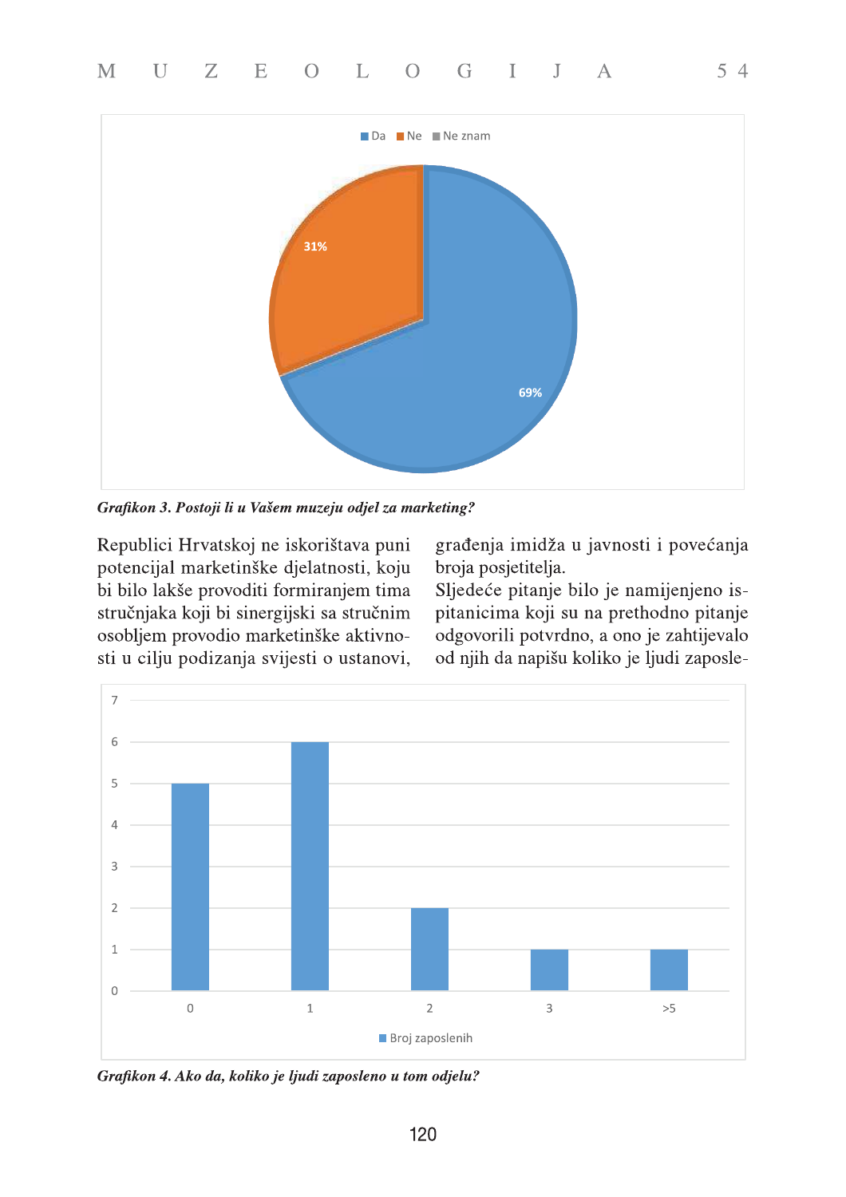*Grafikon 3. Postoji li u Vašem muzeju odjel za marketing?*

Republici Hrvatskoj ne iskorištava puni potencijal marketinške djelatnosti, koju bi bilo lakše provoditi formiranjem tima stručnjaka koji bi sinergijski sa stručnim osobljem provodio marketinške aktivnosti u cilju podizanja svijesti o ustanovi, građenja imidža u javnosti i povećanja broja posjetitelja.

Sljedeće pitanje bilo je namijenjeno ispitanicima koji su na prethodno pitanje odgovorili potvrdno, a ono je zahtijevalo od njih da napišu koliko je ljudi zaposle-

*Grafikon 4. Ako da, koliko je ljudi zaposleno u tom odjelu?*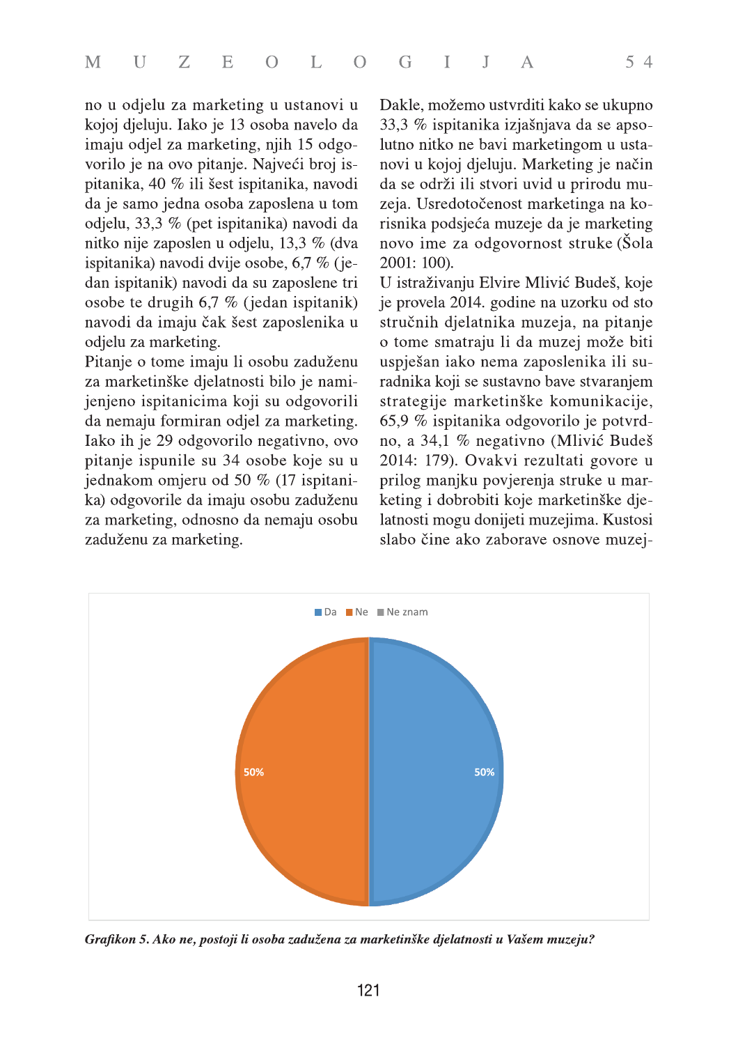no u odjelu za marketing u ustanovi u kojoj djeluju. Iako je 13 osoba navelo da imaju odjel za marketing, njih 15 odgovorilo je na ovo pitanje. Najveći broj ispitanika, 40 % ili šest ispitanika, navodi da je samo jedna osoba zaposlena u tom odjelu, 33,3 % (pet ispitanika) navodi da nitko nije zaposlen u odjelu, 13,3 % (dva ispitanika) navodi dvije osobe, 6,7 % (jedan ispitanik) navodi da su zaposlene tri osobe te drugih 6,7 % (jedan ispitanik) navodi da imaju čak šest zaposlenika u odjelu za marketing.

Pitanje o tome imaju li osobu zaduženu za marketinške djelatnosti bilo je namijenjeno ispitanicima koji su odgovorili da nemaju formiran odjel za marketing. Iako ih je 29 odgovorilo negativno, ovo pitanje ispunile su 34 osobe koje su u jednakom omjeru od 50 % (17 ispitanika) odgovorile da imaju osobu zaduženu za marketing, odnosno da nemaju osobu zaduženu za marketing.

Dakle, možemo ustvrditi kako se ukupno 33,3 % ispitanika izjašnjava da se apsolutno nitko ne bavi marketingom u ustanovi u kojoj djeluju. Marketing je način da se održi ili stvori uvid u prirodu muzeja. Usredotočenost marketinga na korisnika podsjeća muzeje da je marketing novo ime za odgovornost struke (Šola 2001: 100).

U istraživanju Elvire Mlivić Budeš, koje je provela 2014. godine na uzorku od sto stručnih djelatnika muzeja, na pitanje o tome smatraju li da muzej može biti uspješan iako nema zaposlenika ili suradnika koji se sustavno bave stvaranjem strategije marketinške komunikacije, 65,9 % ispitanika odgovorilo je potvrdno, a 34,1 % negativno (Mlivić Budeš 2014: 179). Ovakvi rezultati govore u prilog manjku povjerenja struke u marketing i dobrobiti koje marketinške djelatnosti mogu donijeti muzejima. Kustosi slabo čine ako zaborave osnove muzej-

| | Da | Ne | Ne znam |
|---|---|---|---|
| Udio | 50% | 50% | |

*Grafikon 5. Ako ne, postoji li osoba zadužena za marketinške djelatnosti u Vašem muzeju?*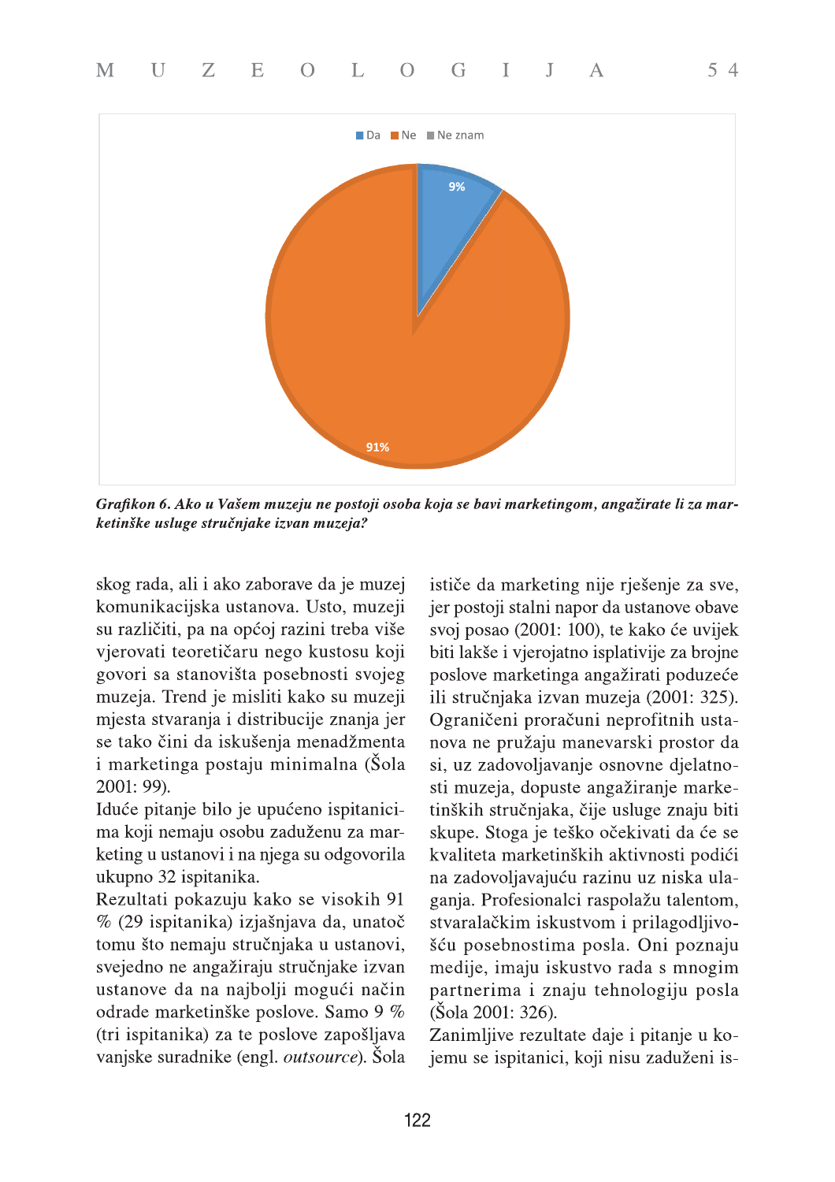Da Ne Ne znam

9%

91%

***Grafikon 6. Ako u Vašem muzeju ne postoji osoba koja se bavi marketingom, angažirate li za marketinške usluge stručnjake izvan muzeja?***

skog rada, ali i ako zaborave da je muzej komunikacijska ustanova. Usto, muzeji su različiti, pa na općoj razini treba više vjerovati teoretičaru nego kustosu koji govori sa stanovišta posebnosti svojeg muzeja. Trend je misliti kako su muzeji mjesta stvaranja i distribucije znanja jer se tako čini da iskušenja menadžmenta i marketinga postaju minimalna (Šola 2001: 99).

Iduće pitanje bilo je upućeno ispitanicima koji nemaju osobu zaduženu za marketing u ustanovi i na njega su odgovorila ukupno 32 ispitanika.

Rezultati pokazuju kako se visokih 91 % (29 ispitanika) izjašnjava da, unatoč tomu što nemaju stručnjaka u ustanovi, svejedno ne angažiraju stručnjake izvan ustanove da na najbolji mogući način odrade marketinške poslove. Samo 9 % (tri ispitanika) za te poslove zapošljava vanjske suradnike (engl. *outsource*). Šola ističe da marketing nije rješenje za sve, jer postoji stalni napor da ustanove obave svoj posao (2001: 100), te kako će uvijek biti lakše i vjerojatno isplativije za brojne poslove marketinga angažirati poduzeće ili stručnjaka izvan muzeja (2001: 325). Ograničeni proračuni neprofitnih ustanova ne pružaju manevarski prostor da si, uz zadovoljavanje osnovne djelatnosti muzeja, dopuste angažiranje marketinških stručnjaka, čije usluge znaju biti skupe. Stoga je teško očekivati da će se kvaliteta marketinških aktivnosti podići na zadovoljavajuću razinu uz niska ulaganja. Profesionalci raspolažu talentom, stvaralačkim iskustvom i prilagodljivošću posebnostima posla. Oni poznaju medije, imaju iskustvo rada s mnogim partnerima i znaju tehnologiju posla (Šola 2001: 326).

Zanimljive rezultate daje i pitanje u kojemu se ispitanici, koji nisu zaduženi is-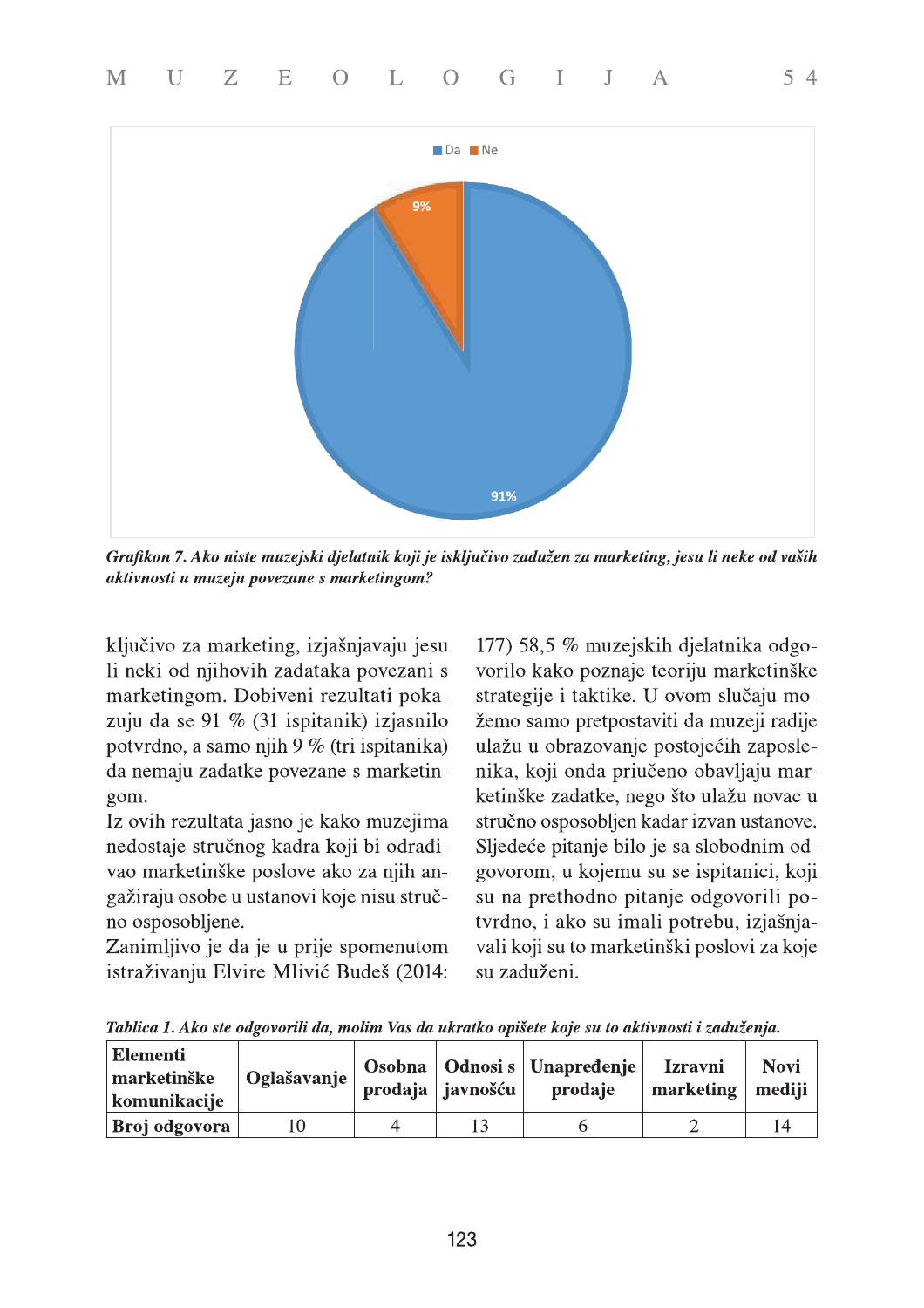*Grafikon 7. Ako niste muzejski djelatnik koji je isključivo zadužen za marketing, jesu li neke od vaših aktivnosti u muzeju povezane s marketingom?*

ključivo za marketing, izjašnjavaju jesu li neki od njihovih zadataka povezani s marketingom. Dobiveni rezultati pokazuju da se 91 % (31 ispitanik) izjasnilo potvrdno, a samo njih 9 % (tri ispitanika) da nemaju zadatke povezane s marketingom.

Iz ovih rezultata jasno je kako muzejima nedostaje stručnog kadra koji bi odrađivao marketinške poslove ako za njih angažiraju osobe u ustanovi koje nisu stručno osposobljene.

Zanimljivo je da je u prije spomenutom istraživanju Elvire Mlivić Budeš (2014: 177) 58,5 % muzejskih djelatnika odgovorilo kako poznaje teoriju marketinške strategije i taktike. U ovom slučaju možemo samo pretpostaviti da muzeji radije ulažu u obrazovanje postojećih zaposlenika, koji onda priučeno obavljaju marketinške zadatke, nego što ulažu novac u stručno osposobljen kadar izvan ustanove.

Sljedeće pitanje bilo je sa slobodnim odgovorom, u kojemu su se ispitanici, koji su na prethodno pitanje odgovorili potvrdno, i ako su imali potrebu, izjašnjavali koji su to marketinški poslovi za koje su zaduženi.

*Tablica 1. Ako ste odgovorili da, molim Vas da ukratko opišete koje su to aktivnosti i zaduženja.*

| **Elementi marketinške komunikacije** | **Oglašavanje** | **Osobna prodaja** | **Odnosi s javnošću** | **Unapređenje prodaje** | **Izravni marketing** | **Novi mediji** |
|---|---|---|---|---|---|---|
| **Broj odgovora** | 10 | 4 | 13 | 6 | 2 | 14 |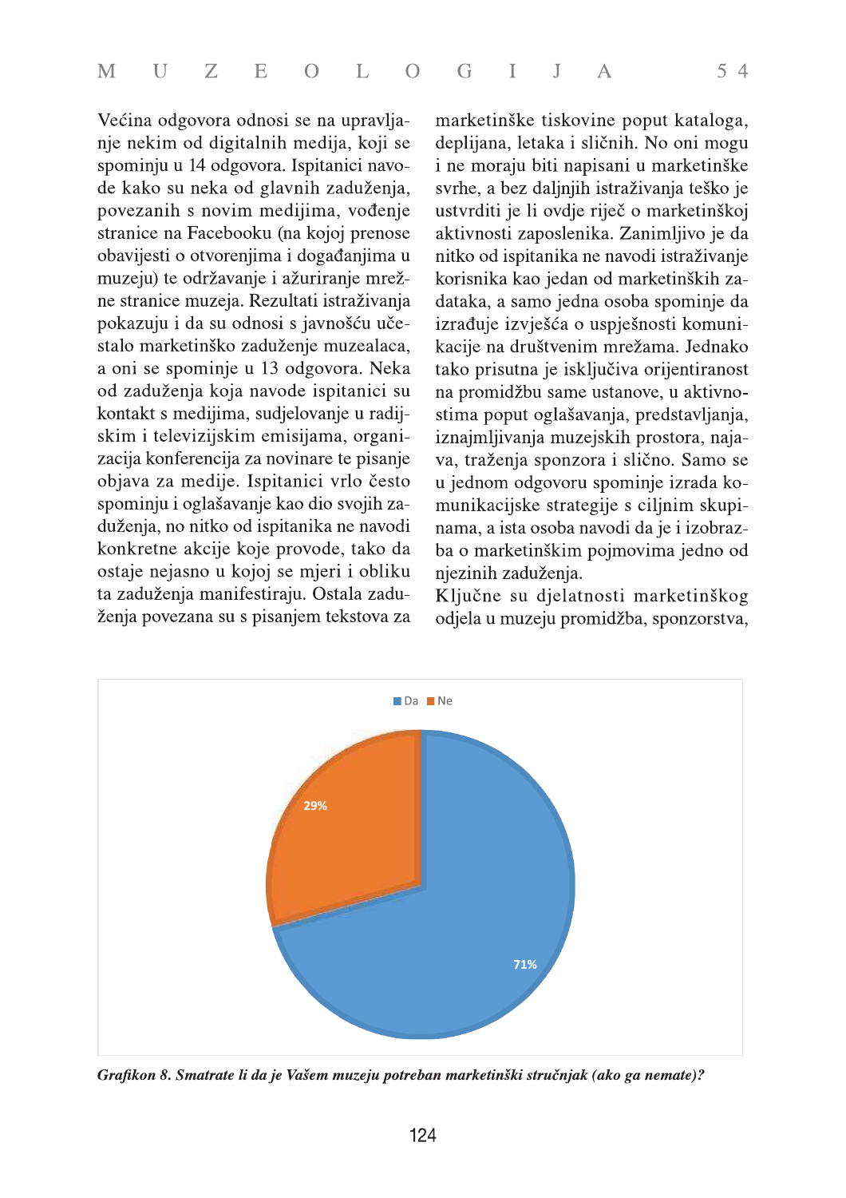Većina odgovora odnosi se na upravljanje nekim od digitalnih medija, koji se spominju u 14 odgovora. Ispitanici navode kako su neka od glavnih zaduženja, povezanih s novim medijima, vođenje stranice na Facebooku (na kojoj prenose obavijesti o otvorenjima i događanjima u muzeju) te održavanje i ažuriranje mrežne stranice muzeja. Rezultati istraživanja pokazuju i da su odnosi s javnošću učestalo marketinško zaduženje muzealaca, a oni se spominje u 13 odgovora. Neka od zaduženja koja navode ispitanici su kontakt s medijima, sudjelovanje u radijskim i televizijskim emisijama, organizacija konferencija za novinare te pisanje objava za medije. Ispitanici vrlo često spominju i oglašavanje kao dio svojih zaduženja, no nitko od ispitanika ne navodi konkretne akcije koje provode, tako da ostaje nejasno u kojoj se mjeri i obliku ta zaduženja manifestiraju. Ostala zaduženja povezana su s pisanjem tekstova za marketinške tiskovine poput kataloga, deplijana, letaka i sličnih. No oni mogu i ne moraju biti napisani u marketinške svrhe, a bez daljnjih istraživanja teško je ustvrditi je li ovdje riječ o marketinškoj aktivnosti zaposlenika. Zanimljivo je da nitko od ispitanika ne navodi istraživanje korisnika kao jedan od marketinških zadataka, a samo jedna osoba spominje da izrađuje izvješća o uspješnosti komunikacije na društvenim mrežama. Jednako tako prisutna je isključiva orijentiranost na promidžbu same ustanove, u aktivnostima poput oglašavanja, predstavljanja, iznajmljivanja muzejskih prostora, najava, traženja sponzora i slično. Samo se u jednom odgovoru spominje izrada komunikacijske strategije s ciljnim skupinama, a ista osoba navodi da je i izobrazba o marketinškim pojmovima jedno od njezinih zaduženja.

Ključne su djelatnosti marketinškog odjela u muzeju promidžba, sponzorstva,

| Odgovor | Udio |
|---|---|
| Da | 71% |
| Ne | 29% |

*Grafikon 8. Smatrate li da je Vašem muzeju potreban marketinški stručnjak (ako ga nemate)?*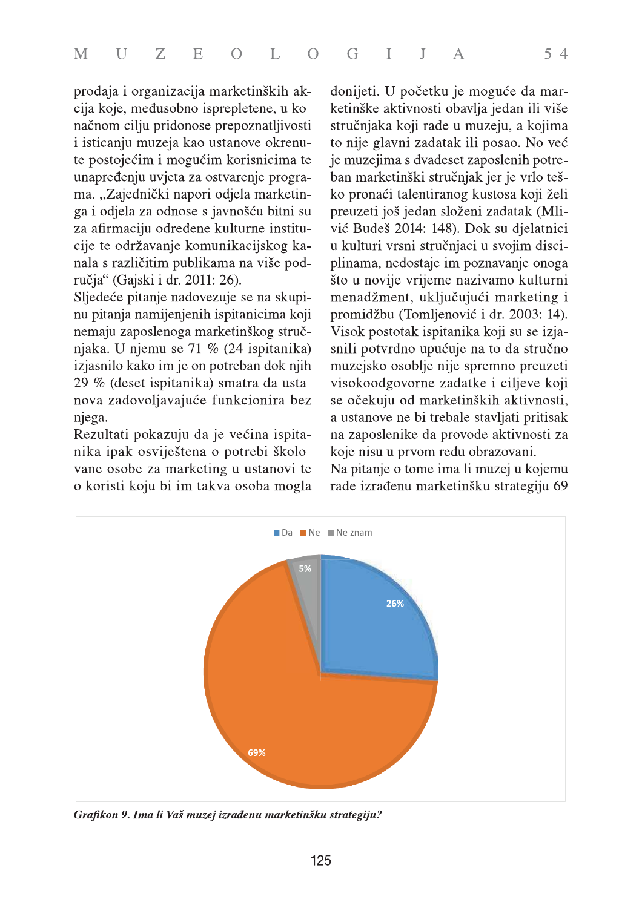prodaja i organizacija marketinških akcija koje, međusobno isprepletene, u konačnom cilju pridonose prepoznatljivosti i isticanju muzeja kao ustanove okrenute postojećim i mogućim korisnicima te unapređenju uvjeta za ostvarenje programa. „Zajednički napori odjela marketinga i odjela za odnose s javnošću bitni su za afirmaciju određene kulturne institucije te održavanje komunikacijskog kanala s različitim publikama na više područja" (Gajski i dr. 2011: 26).

Sljedeće pitanje nadovezuje se na skupinu pitanja namijenjenih ispitanicima koji nemaju zaposlenoga marketinškog stručnjaka. U njemu se 71 % (24 ispitanika) izjasnilo kako im je on potreban dok njih 29 % (deset ispitanika) smatra da ustanova zadovoljavajuće funkcionira bez njega.

Rezultati pokazuju da je većina ispitanika ipak osviještena o potrebi školovane osobe za marketing u ustanovi te o koristi koju bi im takva osoba mogla donijeti. U početku je moguće da marketinške aktivnosti obavlja jedan ili više stručnjaka koji rade u muzeju, a kojima to nije glavni zadatak ili posao. No već je muzejima s dvadeset zaposlenih potreban marketinški stručnjak jer je vrlo teško pronaći talentiranog kustosa koji želi preuzeti još jedan složeni zadatak (Mlivić Budeš 2014: 148). Dok su djelatnici u kulturi vrsni stručnjaci u svojim disciplinama, nedostaje im poznavanje onoga što u novije vrijeme nazivamo kulturni menadžment, uključujući marketing i promidžbu (Tomljenović i dr. 2003: 14). Visok postotak ispitanika koji su se izjasnili potvrdno upućuje na to da stručno muzejsko osoblje nije spremno preuzeti visokoodgovorne zadatke i ciljeve koji se očekuju od marketinških aktivnosti, a ustanove ne bi trebale stavljati pritisak na zaposlenike da provode aktivnosti za koje nisu u prvom redu obrazovani.

Na pitanje o tome ima li muzej u kojemu rade izrađenu marketinšku strategiju 69

Da: 26%
Ne: 69%
Ne znam: 5%

*Grafikon 9. Ima li Vaš muzej izrađenu marketinšku strategiju?*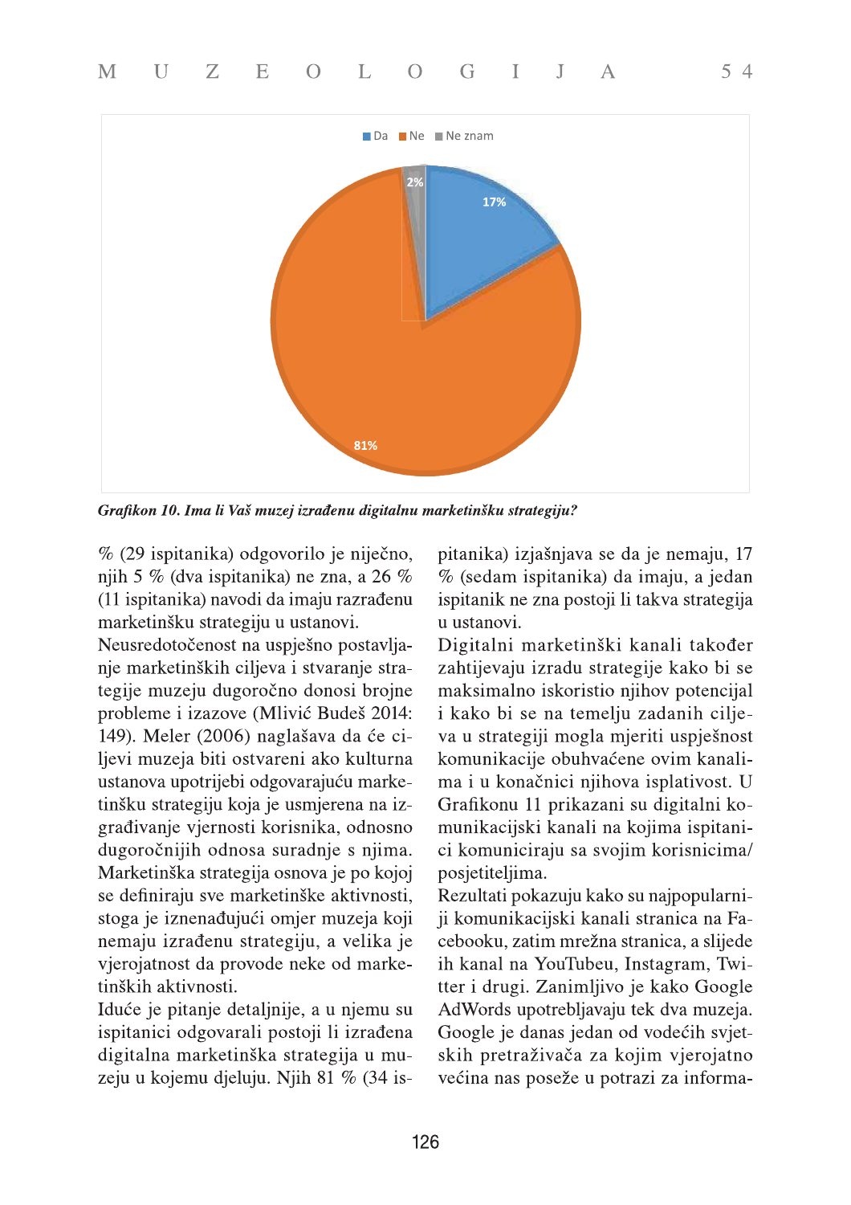*Grafikon 10. Ima li Vaš muzej izrađenu digitalnu marketinšku strategiju?*

% (29 ispitanika) odgovorilo je niječno, njih 5 % (dva ispitanika) ne zna, a 26 % (11 ispitanika) navodi da imaju razrađenu marketinšku strategiju u ustanovi.

Neusredotočenost na uspješno postavljanje marketinških ciljeva i stvaranje strategije muzeju dugoročno donosi brojne probleme i izazove (Mlivić Budeš 2014: 149). Meler (2006) naglašava da će ciljevi muzeja biti ostvareni ako kulturna ustanova upotrijebi odgovarajuću marketinšku strategiju koja je usmjerena na izgrađivanje vjernosti korisnika, odnosno dugoročnijih odnosa suradnje s njima. Marketinška strategija osnova je po kojoj se definiraju sve marketinške aktivnosti, stoga je iznenađujući omjer muzeja koji nemaju izrađenu strategiju, a velika je vjerojatnost da provode neke od marketinških aktivnosti.

Iduće je pitanje detaljnije, a u njemu su ispitanici odgovarali postoji li izrađena digitalna marketinška strategija u muzeju u kojemu djeluju. Njih 81 % (34 ispitanika) izjašnjava se da je nemaju, 17 % (sedam ispitanika) da imaju, a jedan ispitanik ne zna postoji li takva strategija u ustanovi.

Digitalni marketinški kanali također zahtijevaju izradu strategije kako bi se maksimalno iskoristio njihov potencijal i kako bi se na temelju zadanih ciljeva u strategiji mogla mjeriti uspješnost komunikacije obuhvaćene ovim kanalima i u konačnici njihova isplativost. U Grafikonu 11 prikazani su digitalni komunikacijski kanali na kojima ispitanici komuniciraju sa svojim korisnicima/posjetiteljima.

Rezultati pokazuju kako su najpopularniji komunikacijski kanali stranica na Facebooku, zatim mrežna stranica, a slijede ih kanal na YouTubeu, Instagram, Twitter i drugi. Zanimljivo je kako Google AdWords upotrebljavaju tek dva muzeja. Google je danas jedan od vodećih svjetskih pretraživača za kojim vjerojatno većina nas poseže u potrazi za informa-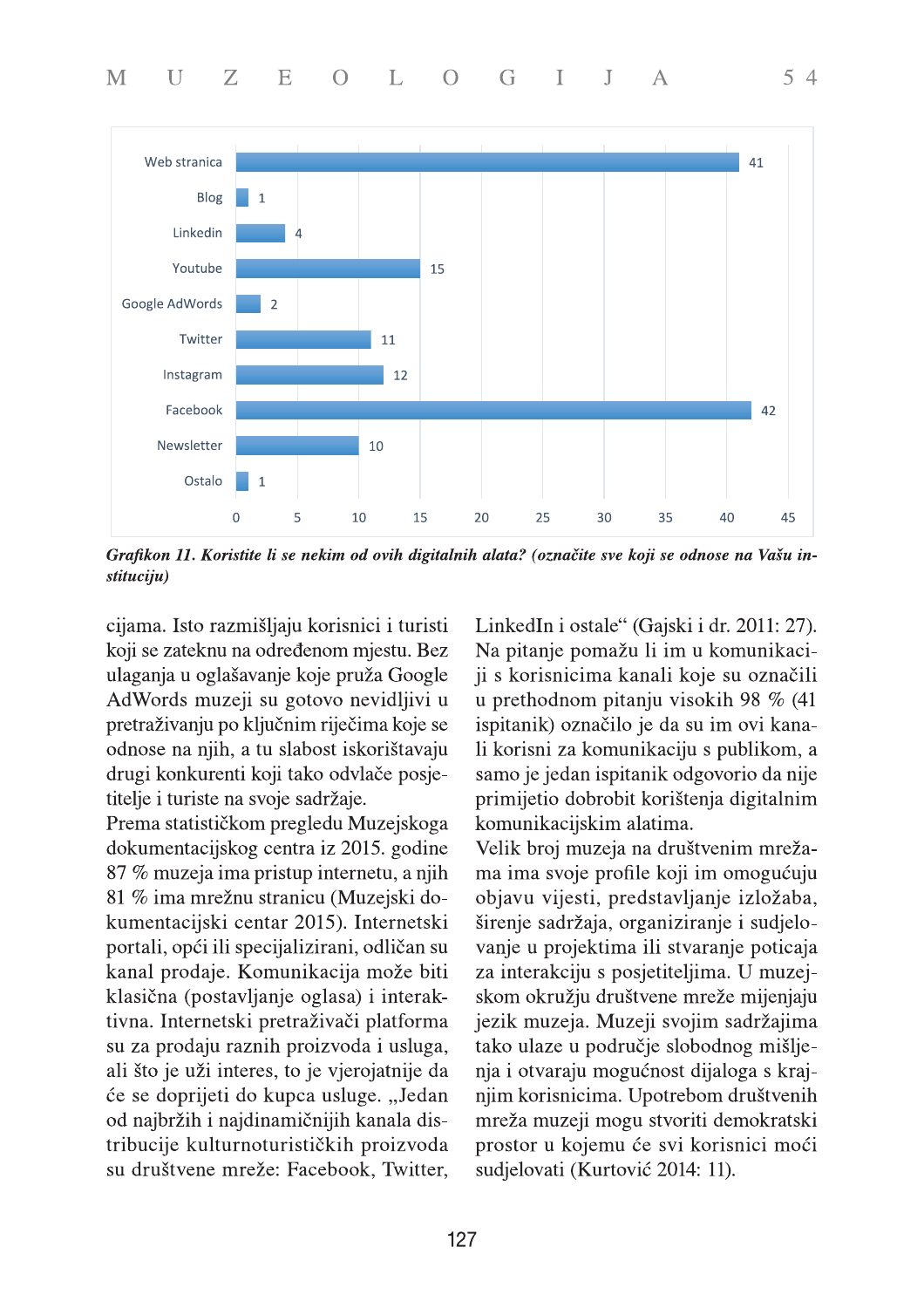| Alat | Broj |
|---|---|
| Web stranica | 41 |
| Blog | 1 |
| Linkedin | 4 |
| Youtube | 15 |
| Google AdWords | 2 |
| Twitter | 11 |
| Instagram | 12 |
| Facebook | 42 |
| Newsletter | 10 |
| Ostalo | 1 |

***Grafikon 11. Koristite li se nekim od ovih digitalnih alata? (označite sve koji se odnose na Vašu instituciju)***

cijama. Isto razmišljaju korisnici i turisti koji se zateknu na određenom mjestu. Bez ulaganja u oglašavanje koje pruža Google AdWords muzeji su gotovo nevidljivi u pretraživanju po ključnim riječima koje se odnose na njih, a tu slabost iskorištavaju drugi konkurenti koji tako odvlače posjetitelje i turiste na svoje sadržaje.

Prema statističkom pregledu Muzejskoga dokumentacijskog centra iz 2015. godine 87 % muzeja ima pristup internetu, a njih 81 % ima mrežnu stranicu (Muzejski dokumentacijski centar 2015). Internetski portali, opći ili specijalizirani, odličan su kanal prodaje. Komunikacija može biti klasična (postavljanje oglasa) i interaktivna. Internetski pretraživači platforma su za prodaju raznih proizvoda i usluga, ali što je uži interes, to je vjerojatnije da će se doprijeti do kupca usluge. „Jedan od najbržih i najdinamičnijih kanala distribucije kulturnoturističkih proizvoda su društvene mreže: Facebook, Twitter, LinkedIn i ostale“ (Gajski i dr. 2011: 27). Na pitanje pomažu li im u komunikaciji s korisnicima kanali koje su označili u prethodnom pitanju visokih 98 % (41 ispitanik) označilo je da su im ovi kanali korisni za komunikaciju s publikom, a samo je jedan ispitanik odgovorio da nije primijetio dobrobit korištenja digitalnim komunikacijskim alatima.

Velik broj muzeja na društvenim mrežama ima svoje profile koji im omogućuju objavu vijesti, predstavljanje izložaba, širenje sadržaja, organiziranje i sudjelovanje u projektima ili stvaranje poticaja za interakciju s posjetiteljima. U muzejskom okružju društvene mreže mijenjaju jezik muzeja. Muzeji svojim sadržajima tako ulaze u područje slobodnog mišljenja i otvaraju mogućnost dijaloga s krajnjim korisnicima. Upotrebom društvenih mreža muzeji mogu stvoriti demokratski prostor u kojemu će svi korisnici moći sudjelovati (Kurtović 2014: 11).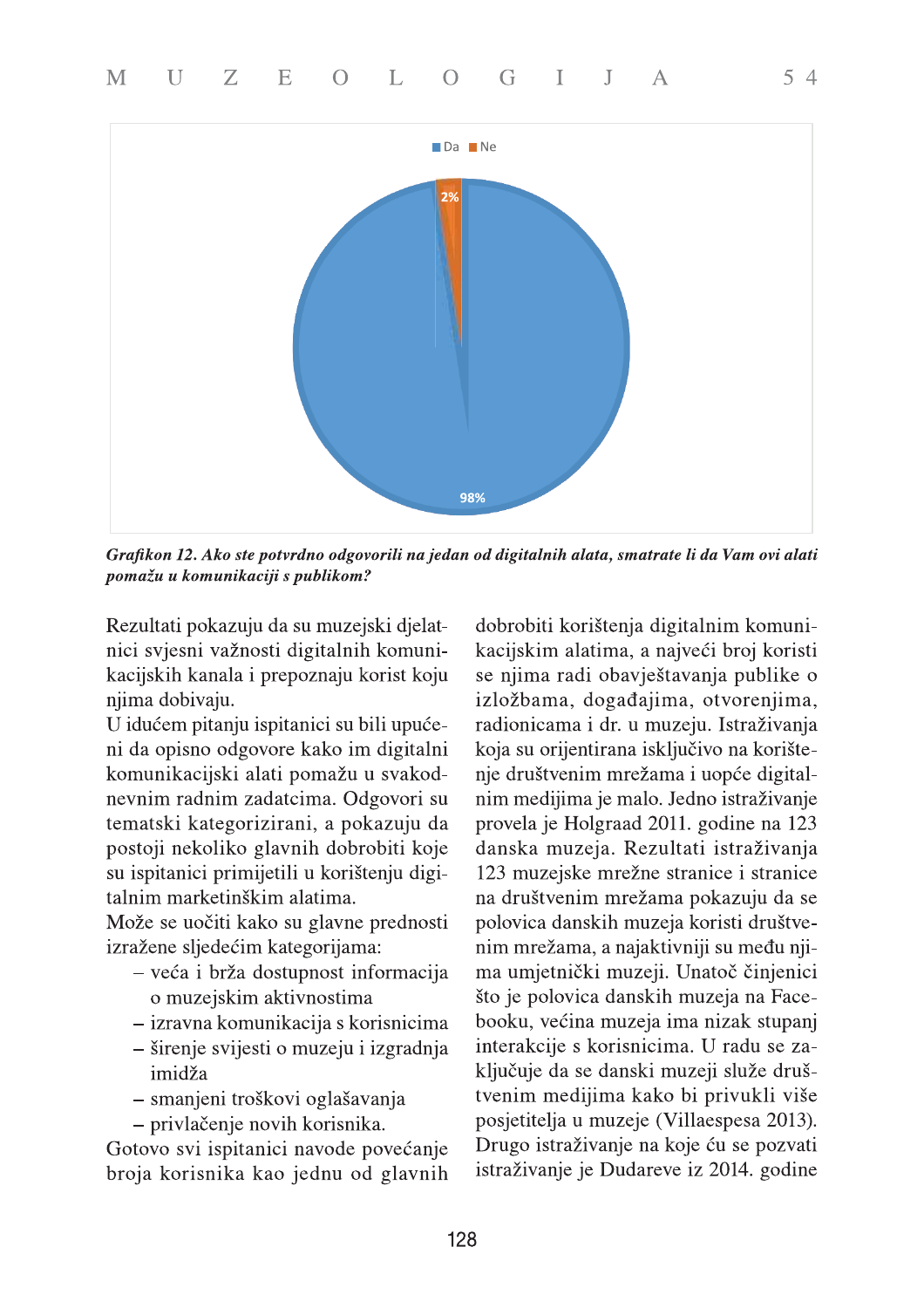Da Ne

2%

98%

*Grafikon 12. Ako ste potvrdno odgovorili na jedan od digitalnih alata, smatrate li da Vam ovi alati pomažu u komunikaciji s publikom?*

Rezultati pokazuju da su muzejski djelatnici svjesni važnosti digitalnih komunikacijskih kanala i prepoznaju korist koju njima dobivaju.

U idućem pitanju ispitanici su bili upućeni da opisno odgovore kako im digitalni komunikacijski alati pomažu u svakodnevnim radnim zadatcima. Odgovori su tematski kategorizirani, a pokazuju da postoji nekoliko glavnih dobrobiti koje su ispitanici primijetili u korištenju digitalnim marketinškim alatima.

Može se uočiti kako su glavne prednosti izražene sljedećim kategorijama:

- veća i brža dostupnost informacija o muzejskim aktivnostima
- izravna komunikacija s korisnicima
- širenje svijesti o muzeju i izgradnja imidža
- smanjeni troškovi oglašavanja
- privlačenje novih korisnika.

Gotovo svi ispitanici navode povećanje broja korisnika kao jednu od glavnih dobrobiti korištenja digitalnim komunikacijskim alatima, a najveći broj koristi se njima radi obavještavanja publike o izložbama, događajima, otvorenjima, radionicama i dr. u muzeju. Istraživanja koja su orijentirana isključivo na korištenje društvenim mrežama i uopće digitalnim medijima je malo. Jedno istraživanje provela je Holgraad 2011. godine na 123 danska muzeja. Rezultati istraživanja 123 muzejske mrežne stranice i stranice na društvenim mrežama pokazuju da se polovica danskih muzeja koristi društvenim mrežama, a najaktivniji su među njima umjetnički muzeji. Unatoč činjenici što je polovica danskih muzeja na Facebooku, većina muzeja ima nizak stupanj interakcije s korisnicima. U radu se zaključuje da se danski muzeji služe društvenim medijima kako bi privukli više posjetitelja u muzeje (Villaespesa 2013). Drugo istraživanje na koje ću se pozvati istraživanje je Dudareve iz 2014. godine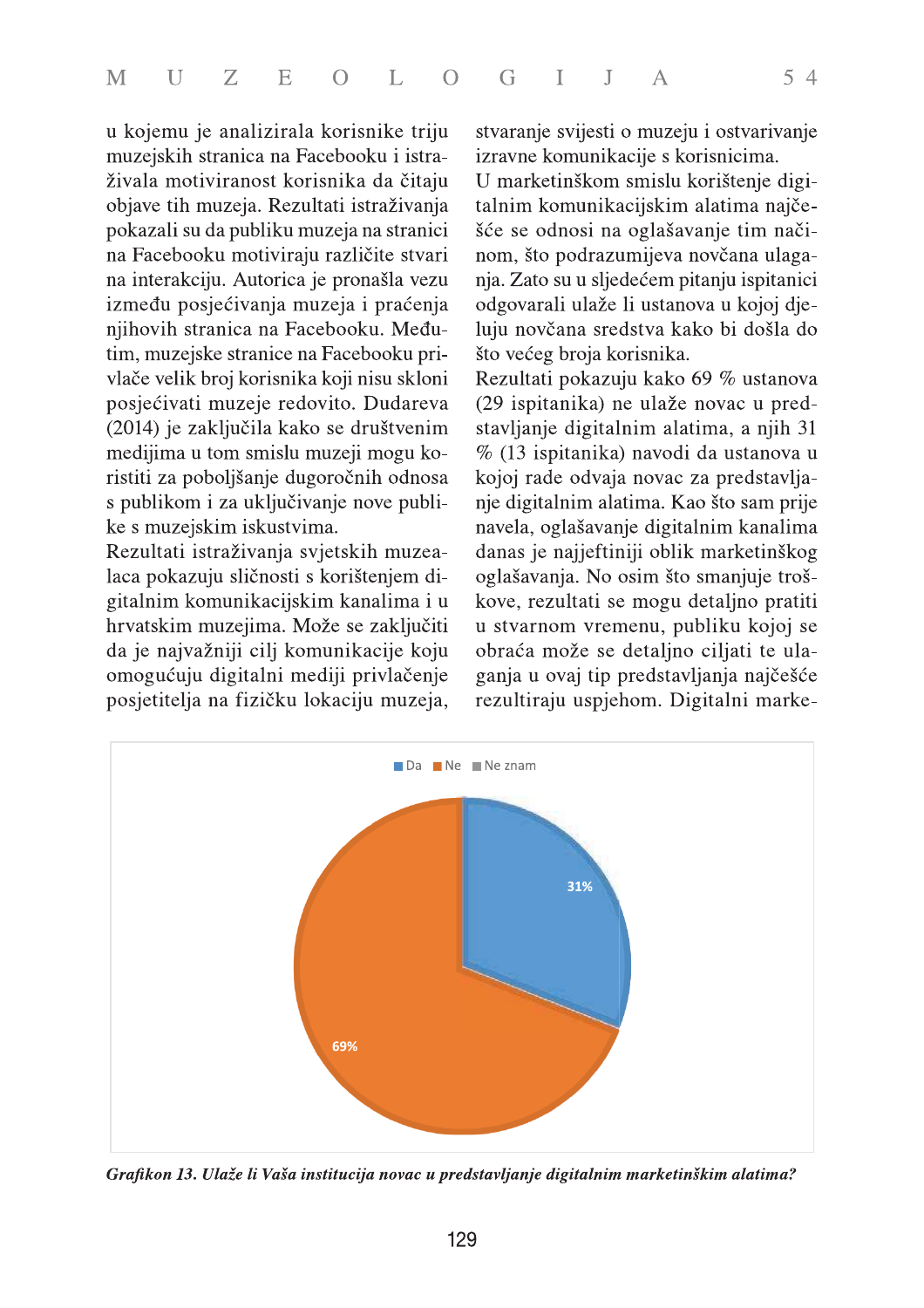u kojemu je analizirala korisnike triju muzejskih stranica na Facebooku i istraživala motiviranost korisnika da čitaju objave tih muzeja. Rezultati istraživanja pokazali su da publiku muzeja na stranici na Facebooku motiviraju različite stvari na interakciju. Autorica je pronašla vezu između posjećivanja muzeja i praćenja njihovih stranica na Facebooku. Međutim, muzejske stranice na Facebooku privlače velik broj korisnika koji nisu skloni posjećivati muzeje redovito. Dudareva (2014) je zaključila kako se društvenim medijima u tom smislu muzeji mogu koristiti za poboljšanje dugoročnih odnosa s publikom i za uključivanje nove publike s muzejskim iskustvima.

Rezultati istraživanja svjetskih muzealaca pokazuju sličnosti s korištenjem digitalnim komunikacijskim kanalima i u hrvatskim muzejima. Može se zaključiti da je najvažniji cilj komunikacije koju omogućuju digitalni mediji privlačenje posjetitelja na fizičku lokaciju muzeja, stvaranje svijesti o muzeju i ostvarivanje izravne komunikacije s korisnicima.

U marketinškom smislu korištenje digitalnim komunikacijskim alatima najčešće se odnosi na oglašavanje tim načinom, što podrazumijeva novčana ulaganja. Zato su u sljedećem pitanju ispitanici odgovarali ulaže li ustanova u kojoj djeluju novčana sredstva kako bi došla do što većeg broja korisnika.

Rezultati pokazuju kako 69 % ustanova (29 ispitanika) ne ulaže novac u predstavljanje digitalnim alatima, a njih 31 % (13 ispitanika) navodi da ustanova u kojoj rade odvaja novac za predstavljanje digitalnim alatima. Kao što sam prije navela, oglašavanje digitalnim kanalima danas je najjeftiniji oblik marketinškog oglašavanja. No osim što smanjuje troškove, rezultati se mogu detaljno pratiti u stvarnom vremenu, publiku kojoj se obraća može se detaljno ciljati te ulaganja u ovaj tip predstavljanja najčešće rezultiraju uspjehom. Digitalni marke-

*Grafikon 13. Ulaže li Vaša institucija novac u predstavljanje digitalnim marketinškim alatima?*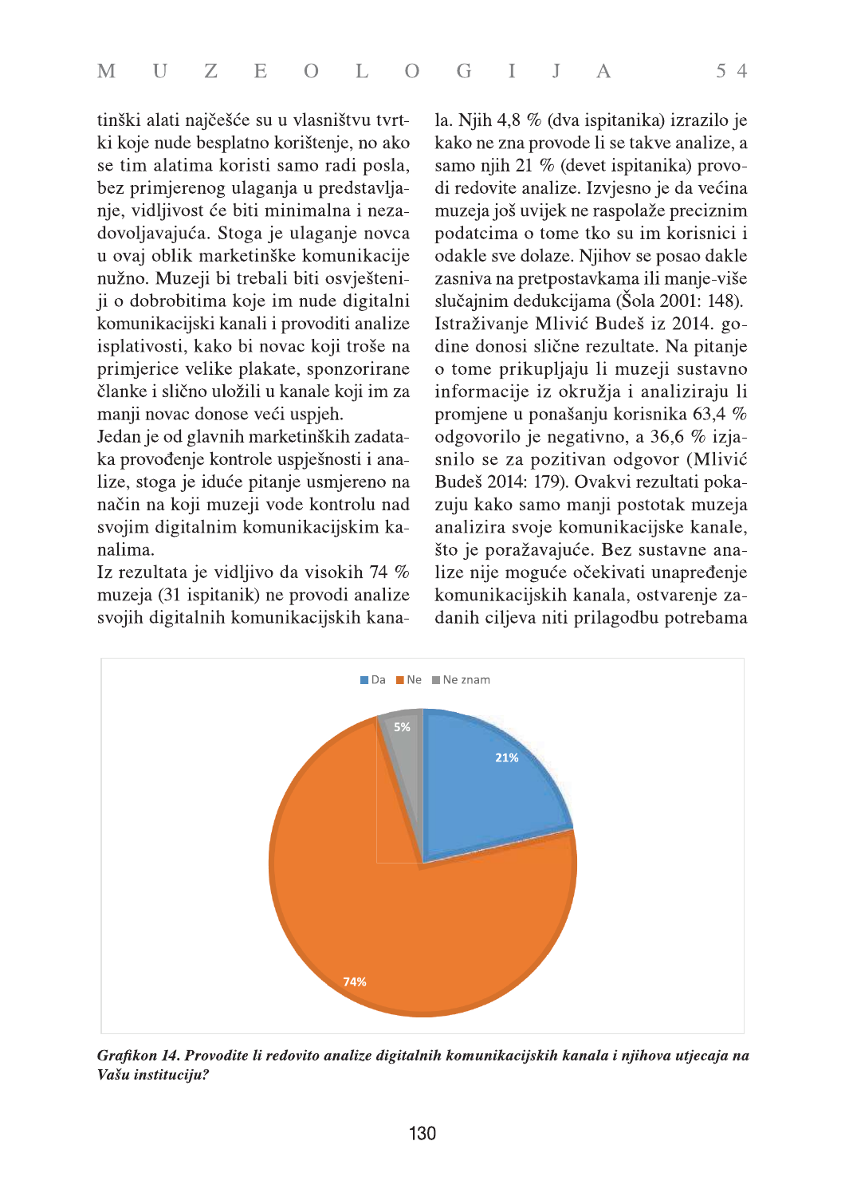tinški alati najčešće su u vlasništvu tvrtki koje nude besplatno korištenje, no ako se tim alatima koristi samo radi posla, bez primjerenog ulaganja u predstavljanje, vidljivost će biti minimalna i nezadovoljavajuća. Stoga je ulaganje novca u ovaj oblik marketinške komunikacije nužno. Muzeji bi trebali biti osviješteniji o dobrobitima koje im nude digitalni komunikacijski kanali i provoditi analize isplativosti, kako bi novac koji troše na primjerice velike plakate, sponzorirane članke i slično uložili u kanale koji im za manji novac donose veći uspjeh.

Jedan je od glavnih marketinških zadataka provođenje kontrole uspješnosti i analize, stoga je iduće pitanje usmjereno na način na koji muzeji vode kontrolu nad svojim digitalnim komunikacijskim kanalima.

Iz rezultata je vidljivo da visokih 74 % muzeja (31 ispitanik) ne provodi analize svojih digitalnih komunikacijskih kanala. Njih 4,8 % (dva ispitanika) izrazilo je kako ne zna provode li se takve analize, a samo njih 21 % (devet ispitanika) provodi redovite analize. Izvjesno je da većina muzeja još uvijek ne raspolaže preciznim podatcima o tome tko su im korisnici i odakle sve dolaze. Njihov se posao dakle zasniva na pretpostavkama ili manje-više slučajnim dedukcijama (Šola 2001: 148). Istraživanje Mlivić Budeš iz 2014. godine donosi slične rezultate. Na pitanje o tome prikupljaju li muzeji sustavno informacije iz okružja i analiziraju li promjene u ponašanju korisnika 63,4 % odgovorilo je negativno, a 36,6 % izjasnilo se za pozitivan odgovor (Mlivić Budeš 2014: 179). Ovakvi rezultati pokazuju kako samo manji postotak muzeja analizira svoje komunikacijske kanale, što je poražavajuće. Bez sustavne analize nije moguće očekivati unapređenje komunikacijskih kanala, ostvarenje zadanih ciljeva niti prilagodbu potrebama

*Grafikon 14. Provodite li redovito analize digitalnih komunikacijskih kanala i njihova utjecaja na Vašu instituciju?*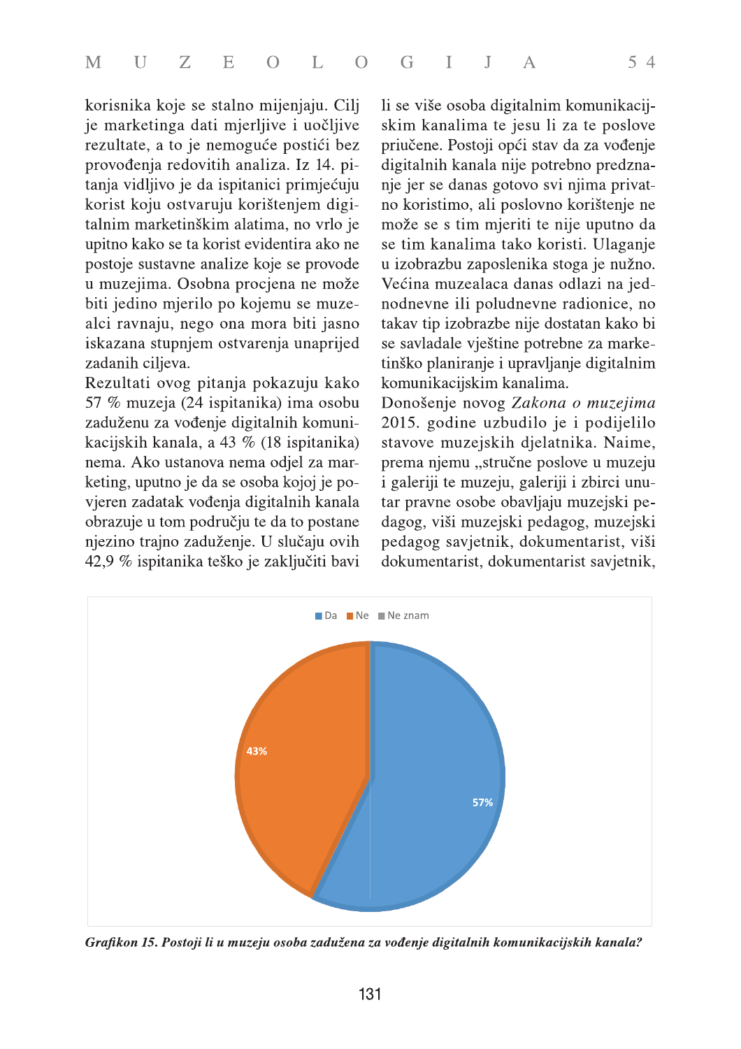korisnika koje se stalno mijenjaju. Cilj je marketinga dati mjerljive i uočljive rezultate, a to je nemoguće postići bez provođenja redovitih analiza. Iz 14. pitanja vidljivo je da ispitanici primjećuju korist koju ostvaruju korištenjem digitalnim marketinškim alatima, no vrlo je upitno kako se ta korist evidentira ako ne postoje sustavne analize koje se provode u muzejima. Osobna procjena ne može biti jedino mjerilo po kojemu se muzealci ravnaju, nego ona mora biti jasno iskazana stupnjem ostvarenja unaprijed zadanih ciljeva.

Rezultati ovog pitanja pokazuju kako 57 % muzeja (24 ispitanika) ima osobu zaduženu za vođenje digitalnih komunikacijskih kanala, a 43 % (18 ispitanika) nema. Ako ustanova nema odjel za marketing, uputno je da se osoba kojoj je povjeren zadatak vođenja digitalnih kanala obrazuje u tom području te da to postane njezino trajno zaduženje. U slučaju ovih 42,9 % ispitanika teško je zaključiti bavi li se više osoba digitalnim komunikacijskim kanalima te jesu li za te poslove priučene. Postoji opći stav da za vođenje digitalnih kanala nije potrebno predznanje jer se danas gotovo svi njima privatno koristimo, ali poslovno korištenje ne može se s tim mjeriti te nije uputno da se tim kanalima tako koristi. Ulaganje u izobrazbu zaposlenika stoga je nužno. Većina muzealaca danas odlazi na jednodnevne ili poludnevne radionice, no takav tip izobrazbe nije dostatan kako bi se savladale vještine potrebne za marketinško planiranje i upravljanje digitalnim komunikacijskim kanalima.

Donošenje novog *Zakona o muzejima* 2015. godine uzbudilo je i podijelilo stavove muzejskih djelatnika. Naime, prema njemu „stručne poslove u muzeju i galeriji te muzeju, galeriji i zbirci unutar pravne osobe obavljaju muzejski pedagog, viši muzejski pedagog, muzejski pedagog savjetnik, dokumentarist, viši dokumentarist, dokumentarist savjetnik,

Da | Ne | Ne znam

43%

57%

***Grafikon 15. Postoji li u muzeju osoba zadužena za vođenje digitalnih komunikacijskih kanala?***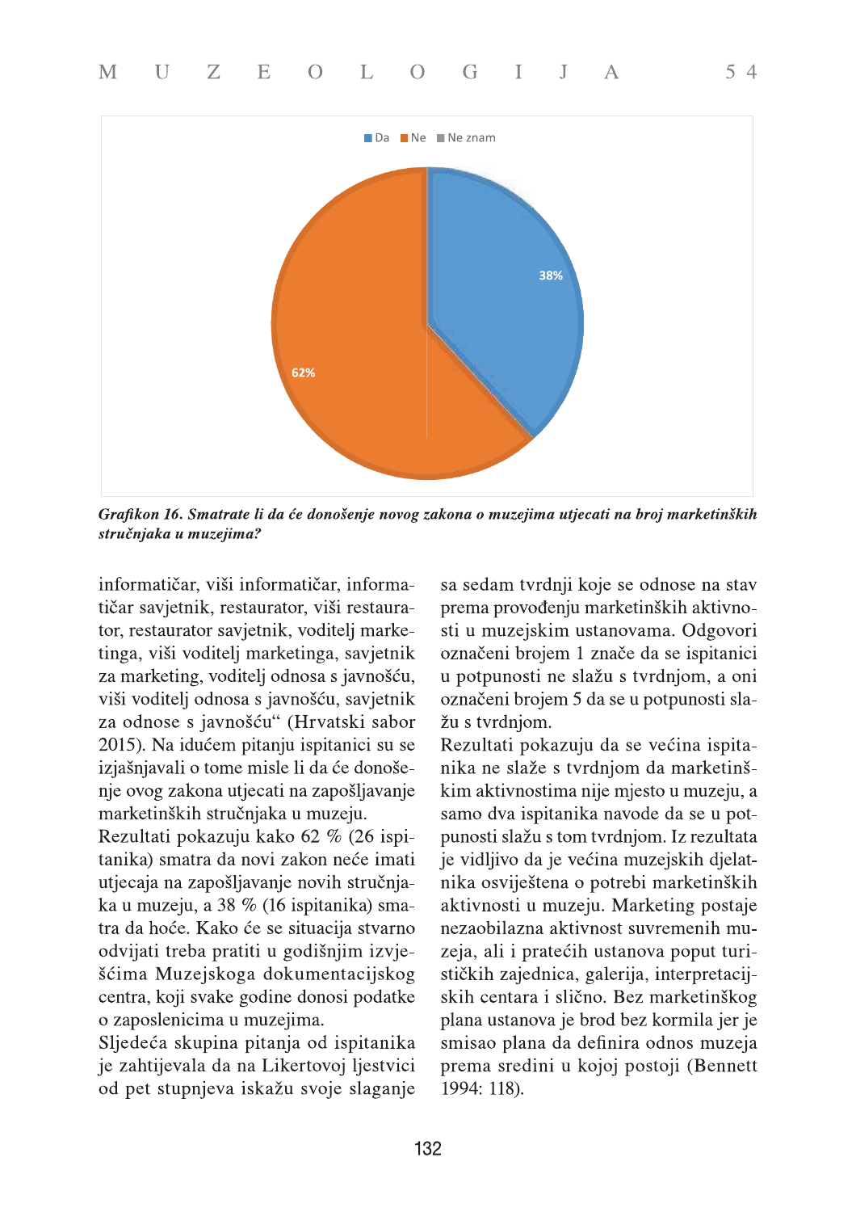Da Ne Ne znam

38%

62%

*Grafikon 16. Smatrate li da će donošenje novog zakona o muzejima utjecati na broj marketinških stručnjaka u muzejima?*

informatičar, viši informatičar, informatičar savjetnik, restaurator, viši restaurator, restaurator savjetnik, voditelj marketinga, viši voditelj marketinga, savjetnik za marketing, voditelj odnosa s javnošću, viši voditelj odnosa s javnošću, savjetnik za odnose s javnošću" (Hrvatski sabor 2015). Na idućem pitanju ispitanici su se izjašnjavali o tome misle li da će donošenje ovog zakona utjecati na zapošljavanje marketinških stručnjaka u muzeju.

Rezultati pokazuju kako 62 % (26 ispitanika) smatra da novi zakon neće imati utjecaja na zapošljavanje novih stručnjaka u muzeju, a 38 % (16 ispitanika) smatra da hoće. Kako će se situacija stvarno odvijati treba pratiti u godišnjim izvješćima Muzejskoga dokumentacijskog centra, koji svake godine donosi podatke o zaposlenicima u muzejima.

Sljedeća skupina pitanja od ispitanika je zahtijevala da na Likertovoj ljestvici od pet stupnjeva iskažu svoje slaganje sa sedam tvrdnji koje se odnose na stav prema provođenju marketinških aktivnosti u muzejskim ustanovama. Odgovori označeni brojem 1 znače da se ispitanici u potpunosti ne slažu s tvrdnjom, a oni označeni brojem 5 da se u potpunosti slažu s tvrdnjom.

Rezultati pokazuju da se većina ispitanika ne slaže s tvrdnjom da marketinškim aktivnostima nije mjesto u muzeju, a samo dva ispitanika navode da se u potpunosti slažu s tom tvrdnjom. Iz rezultata je vidljivo da je većina muzejskih djelatnika osviještena o potrebi marketinških aktivnosti u muzeju. Marketing postaje nezaobilazna aktivnost suvremenih muzeja, ali i pratećih ustanova poput turističkih zajednica, galerija, interpretacijskih centara i slično. Bez marketinškog plana ustanova je brod bez kormila jer je smisao plana da definira odnos muzeja prema sredini u kojoj postoji (Bennett 1994: 118).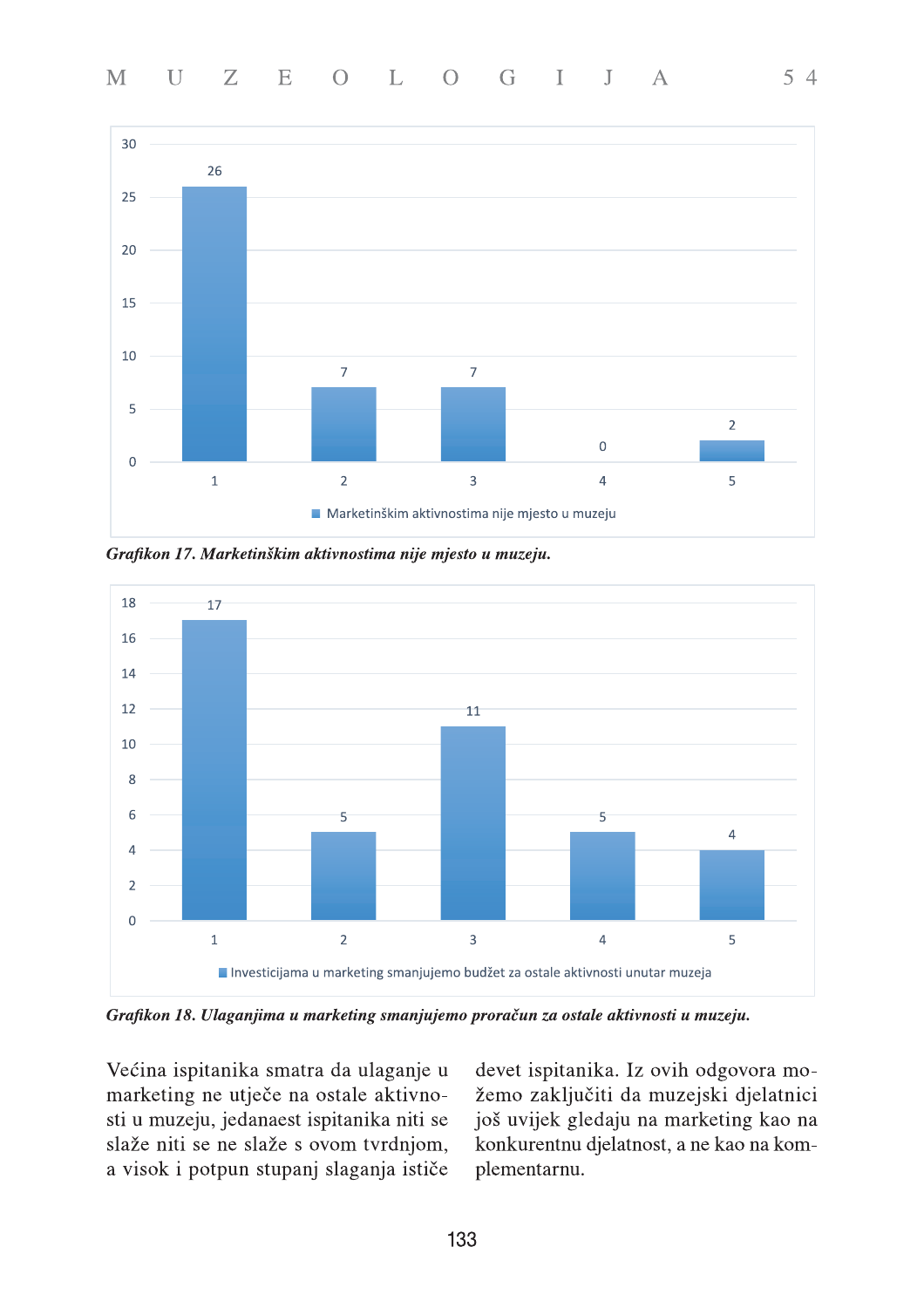| | Marketinškim aktivnostima nije mjesto u muzeju |
|---|---|
| 1 | 26 |
| 2 | 7 |
| 3 | 7 |
| 4 | 0 |
| 5 | 2 |

*Grafikon 17. Marketinškim aktivnostima nije mjesto u muzeju.*

| | Investicijama u marketing smanjujemo budžet za ostale aktivnosti unutar muzeja |
|---|---|
| 1 | 17 |
| 2 | 5 |
| 3 | 11 |
| 4 | 5 |
| 5 | 4 |

*Grafikon 18. Ulaganjima u marketing smanjujemo proračun za ostale aktivnosti u muzeju.*

Većina ispitanika smatra da ulaganje u marketing ne utječe na ostale aktivnosti u muzeju, jedanaest ispitanika niti se slaže niti se ne slaže s ovom tvrdnjom, a visok i potpun stupanj slaganja ističe devet ispitanika. Iz ovih odgovora možemo zaključiti da muzejski djelatnici još uvijek gledaju na marketing kao na konkurentnu djelatnost, a ne kao na komplementarnu.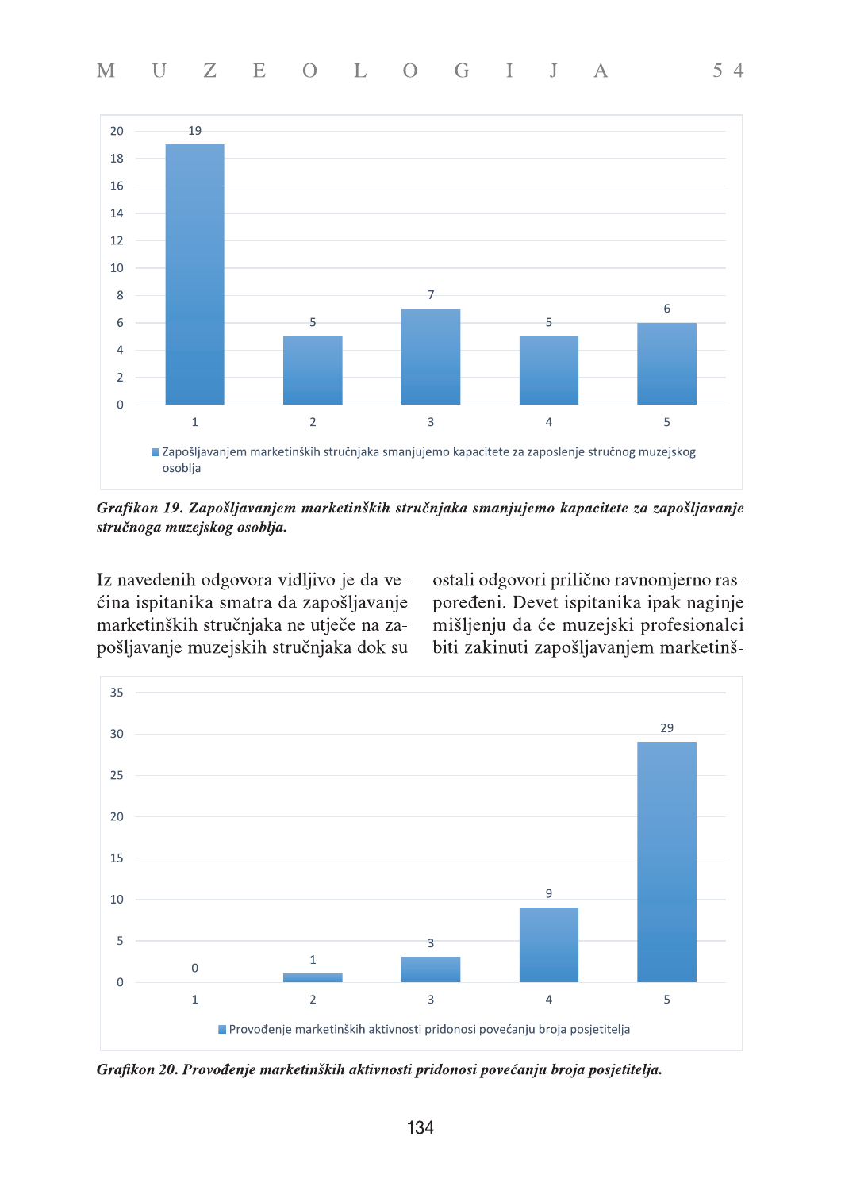**Grafikon 19. Zapošljavanjem marketinških stručnjaka smanjujemo kapacitete za zapošljavanje stručnoga muzejskog osoblja.**

Iz navedenih odgovora vidljivo je da većina ispitanika smatra da zapošljavanje marketinških stručnjaka ne utječe na zapošljavanje muzejskih stručnjaka dok su ostali odgovori prilično ravnomjerno raspoređeni. Devet ispitanika ipak naginje mišljenju da će muzejski profesionalci biti zakinuti zapošljavanjem marketinš-

**Grafikon 20. Provođenje marketinških aktivnosti pridonosi povećanju broja posjetitelja.**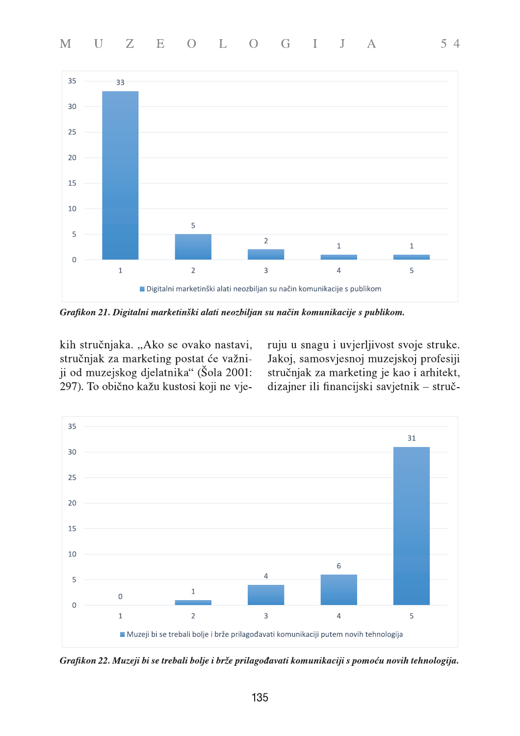| | 1 | 2 | 3 | 4 | 5 |
|---|---|---|---|---|---|
| Digitalni marketinški alati neozbiljan su način komunikacije s publikom | 33 | 5 | 2 | 1 | 1 |

***Grafikon 21. Digitalni marketinški alati neozbiljan su način komunikacije s publikom.***

kih stručnjaka. „Ako se ovako nastavi, stručnjak za marketing postat će važniji od muzejskog djelatnika“ (Šola 2001: 297). To obično kažu kustosi koji ne vjeruju u snagu i uvjerljivost svoje struke. Jakoj, samosvjesnoj muzejskoj profesiji stručnjak za marketing je kao i arhitekt, dizajner ili financijski savjetnik – struč-

| | 1 | 2 | 3 | 4 | 5 |
|---|---|---|---|---|---|
| Muzeji bi se trebali bolje i brže prilagođavati komunikaciji putem novih tehnologija | 0 | 1 | 4 | 6 | 31 |

***Grafikon 22. Muzeji bi se trebali bolje i brže prilagođavati komunikaciji s pomoću novih tehnologija.***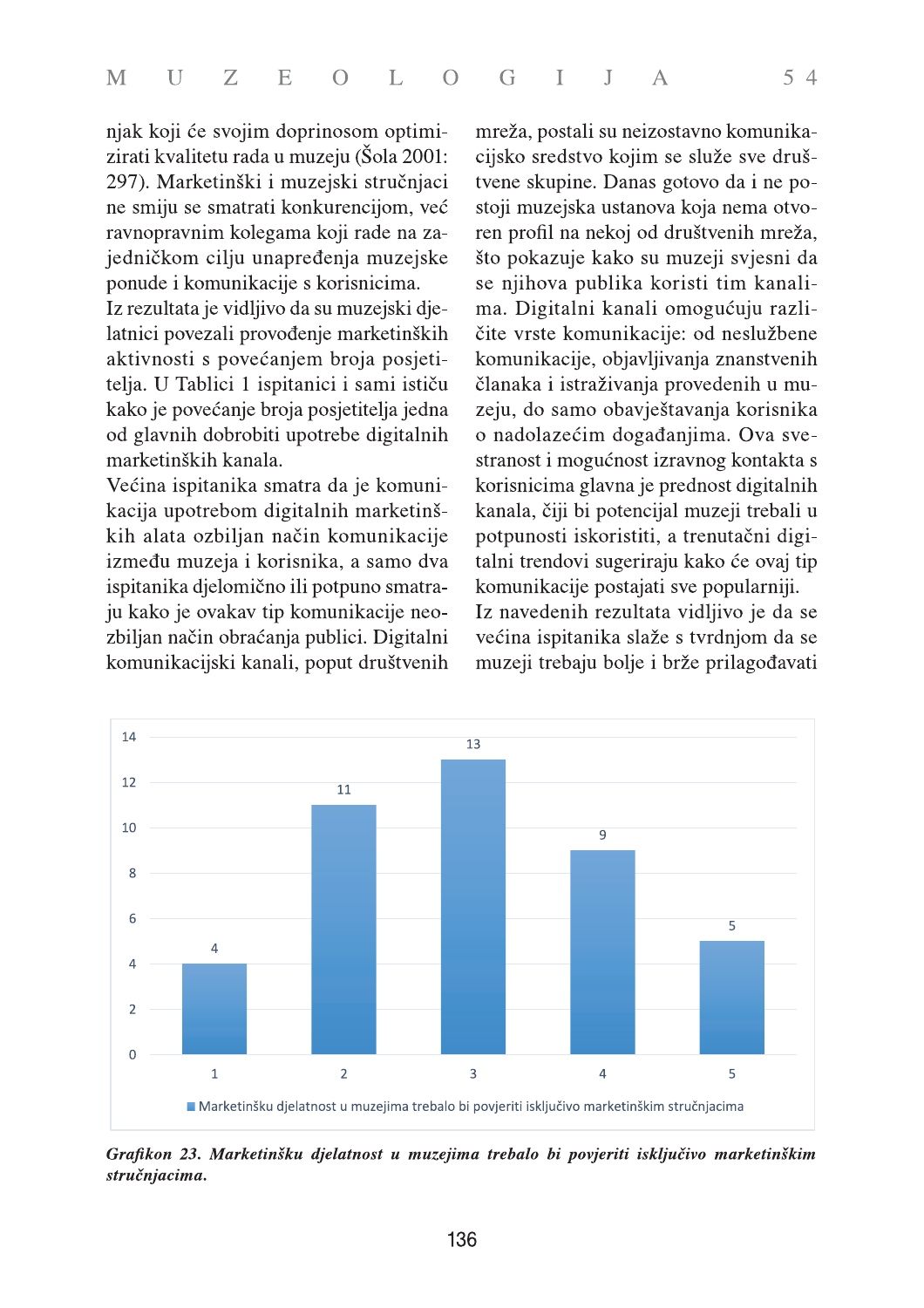njak koji će svojim doprinosom optimizirati kvalitetu rada u muzeju (Šola 2001: 297). Marketinški i muzejski stručnjaci ne smiju se smatrati konkurencijom, već ravnopravnim kolegama koji rade na zajedničkom cilju unapređenja muzejske ponude i komunikacije s korisnicima.

Iz rezultata je vidljivo da su muzejski djelatnici povezali provođenje marketinških aktivnosti s povećanjem broja posjetitelja. U Tablici 1 ispitanici i sami ističu kako je povećanje broja posjetitelja jedna od glavnih dobrobiti upotrebe digitalnih marketinških kanala.

Većina ispitanika smatra da je komunikacija upotrebom digitalnih marketinških alata ozbiljan način komunikacije između muzeja i korisnika, a samo dva ispitanika djelomično ili potpuno smatraju kako je ovakav tip komunikacije neozbiljan način obraćanja publici. Digitalni komunikacijski kanali, poput društvenih mreža, postali su neizostavno komunikacijsko sredstvo kojim se služe sve društvene skupine. Danas gotovo da i ne postoji muzejska ustanova koja nema otvoren profil na nekoj od društvenih mreža, što pokazuje kako su muzeji svjesni da se njihova publika koristi tim kanalima. Digitalni kanali omogućuju različite vrste komunikacije: od neslužbene komunikacije, objavljivanja znanstvenih članaka i istraživanja provedenih u muzeju, do samo obavještavanja korisnika o nadolazećim događanjima. Ova svestranost i mogućnost izravnog kontakta s korisnicima glavna je prednost digitalnih kanala, čiji bi potencijal muzeji trebali u potpunosti iskoristiti, a trenutačni digitalni trendovi sugeriraju kako će ovaj tip komunikacije postajati sve popularniji.

Iz navedenih rezultata vidljivo je da se većina ispitanika slaže s tvrdnjom da se muzeji trebaju bolje i brže prilagođavati

| | 1 | 2 | 3 | 4 | 5 |
|---|---|---|---|---|---|
| Marketinšku djelatnost u muzejima trebalo bi povjeriti isključivo marketinškim stručnjacima | 4 | 11 | 13 | 9 | 5 |

***Grafikon 23. Marketinšku djelatnost u muzejima trebalo bi povjeriti isključivo marketinškim stručnjacima.***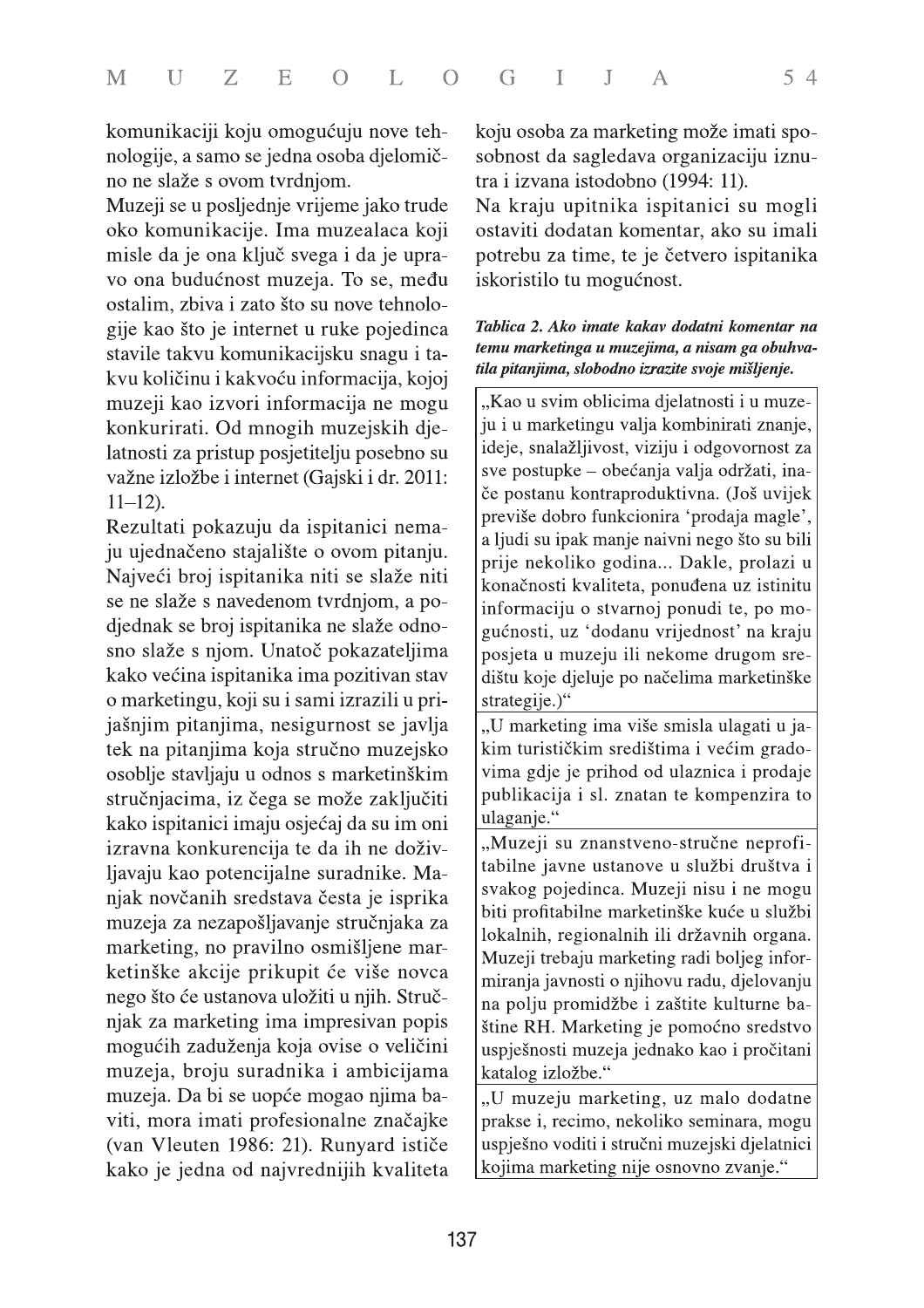komunikaciji koju omogućuju nove tehnologije, a samo se jedna osoba djelomično ne slaže s ovom tvrdnjom.

Muzeji se u posljednje vrijeme jako trude oko komunikacije. Ima muzealaca koji misle da je ona ključ svega i da je upravo ona budućnost muzeja. To se, među ostalim, zbiva i zato što su nove tehnologije kao što je internet u ruke pojedinca stavile takvu komunikacijsku snagu i takvu količinu i kakvoću informacija, kojoj muzeji kao izvori informacija ne mogu konkurirati. Od mnogih muzejskih djelatnosti za pristup posjetitelju posebno su važne izložbe i internet (Gajski i dr. 2011: 11–12).

Rezultati pokazuju da ispitanici nemaju ujednačeno stajalište o ovom pitanju. Najveći broj ispitanika niti se slaže niti se ne slaže s navedenom tvrdnjom, a podjednak se broj ispitanika ne slaže odnosno slaže s njom. Unatoč pokazateljima kako većina ispitanika ima pozitivan stav o marketingu, koji su i sami izrazili u prijašnjim pitanjima, nesigurnost se javlja tek na pitanjima koja stručno muzejsko osoblje stavljaju u odnos s marketinškim stručnjacima, iz čega se može zaključiti kako ispitanici imaju osjećaj da su im oni izravna konkurencija te da ih ne doživljavaju kao potencijalne suradnike. Manjak novčanih sredstava česta je isprika muzeja za nezapošljavanje stručnjaka za marketing, no pravilno osmišljene marketinške akcije prikupit će više novca nego što će ustanova uložiti u njih. Stručnjak za marketing ima impresivan popis mogućih zaduženja koja ovise o veličini muzeja, broju suradnika i ambicijama muzeja. Da bi se uopće mogao njima baviti, mora imati profesionalne značajke (van Vleuten 1986: 21). Runyard ističe kako je jedna od najvrednijih kvaliteta koju osoba za marketing može imati sposobnost da sagledava organizaciju iznutra i izvana istodobno (1994: 11).

Na kraju upitnika ispitanici su mogli ostaviti dodatan komentar, ako su imali potrebu za time, te je četvero ispitanika iskoristilo tu mogućnost.

***Tablica 2. Ako imate kakav dodatni komentar na temu marketinga u muzejima, a nisam ga obuhvatila pitanjima, slobodno izrazite svoje mišljenje.***

| |
|---|
| „Kao u svim oblicima djelatnosti i u muzeju i u marketingu valja kombinirati znanje, ideje, snalažljivost, viziju i odgovornost za sve postupke – obećanja valja održati, inače postanu kontraproduktivna. (Još uvijek previše dobro funkcionira 'prodaja magle', a ljudi su ipak manje naivni nego što su bili prije nekoliko godina... Dakle, prolazi u konačnosti kvaliteta, ponuđena uz istinitu informaciju o stvarnoj ponudi te, po mogućnosti, uz 'dodanu vrijednost' na kraju posjeta u muzeju ili nekome drugom središtu koje djeluje po načelima marketinške strategije.)“ |
| „U marketing ima više smisla ulagati u jakim turističkim središtima i većim gradovima gdje je prihod od ulaznica i prodaje publikacija i sl. znatan te kompenzira to ulaganje.“ |
| „Muzeji su znanstveno-stručne neprofitabilne javne ustanove u službi društva i svakog pojedinca. Muzeji nisu i ne mogu biti profitabilne marketinške kuće u službi lokalnih, regionalnih ili državnih organa. Muzeji trebaju marketing radi boljeg informiranja javnosti o njihovu radu, djelovanju na polju promidžbe i zaštite kulturne baštine RH. Marketing je pomoćno sredstvo uspješnosti muzeja jednako kao i pročitani katalog izložbe.“ |
| „U muzeju marketing, uz malo dodatne prakse i, recimo, nekoliko seminara, mogu uspješno voditi i stručni muzejski djelatnici kojima marketing nije osnovno zvanje.“ |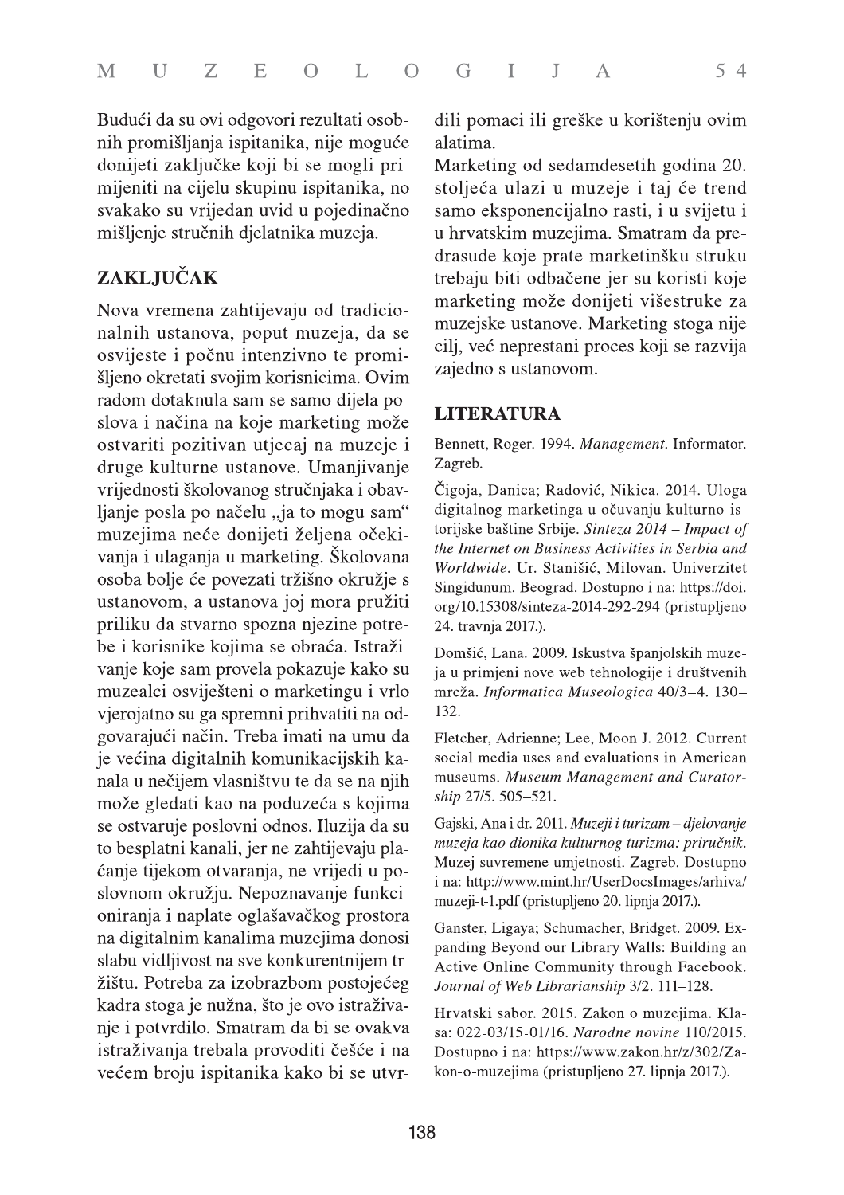Budući da su ovi odgovori rezultati osobnih promišljanja ispitanika, nije moguće donijeti zaključke koji bi se mogli primijeniti na cijelu skupinu ispitanika, no svakako su vrijedan uvid u pojedinačno mišljenje stručnih djelatnika muzeja.

## ZAKLJUČAK

Nova vremena zahtijevaju od tradicionalnih ustanova, poput muzeja, da se osviješte i počnu intenzivno te promišljeno okretati svojim korisnicima. Ovim radom dotaknula sam se samo dijela poslova i načina na koje marketing može ostvariti pozitivan utjecaj na muzeje i druge kulturne ustanove. Umanjivanje vrijednosti školovanog stručnjaka i obavljanje posla po načelu „ja to mogu sam" muzejima neće donijeti željena očekivanja i ulaganja u marketing. Školovana osoba bolje će povezati tržišno okružje s ustanovom, a ustanova joj mora pružiti priliku da stvarno spozna njezine potrebe i korisnike kojima se obraća. Istraživanje koje sam provela pokazuje kako su muzealci osviješteni o marketingu i vrlo vjerojatno su ga spremni prihvatiti na odgovarajući način. Treba imati na umu da je većina digitalnih komunikacijskih kanala u nečijem vlasništvu te da se na njih može gledati kao na poduzeća s kojima se ostvaruje poslovni odnos. Iluzija da su to besplatni kanali, jer ne zahtijevaju plaćanje tijekom otvaranja, ne vrijedi u poslovnom okružju. Nepoznavanje funkcioniranja i naplate oglašavačkog prostora na digitalnim kanalima muzejima donosi slabu vidljivost na sve konkurentnijem tržištu. Potreba za izobrazbom postojećeg kadra stoga je nužna, što je ovo istraživanje i potvrdilo. Smatram da bi se ovakva istraživanja trebala provoditi češće i na većem broju ispitanika kako bi se utvrdili pomaci ili greške u korištenju ovim alatima.

Marketing od sedamdesetih godina 20. stoljeća ulazi u muzeje i taj će trend samo eksponencijalno rasti, i u svijetu i u hrvatskim muzejima. Smatram da predrasude koje prate marketinšku struku trebaju biti odbačene jer su koristi koje marketing može donijeti višestruke za muzejske ustanove. Marketing stoga nije cilj, već neprestani proces koji se razvija zajedno s ustanovom.

## LITERATURA

Bennett, Roger. 1994. *Management*. Informator. Zagreb.

Čigoja, Danica; Radović, Nikica. 2014. Uloga digitalnog marketinga u očuvanju kulturno-istorijske baštine Srbije. *Sinteza 2014 – Impact of the Internet on Business Activities in Serbia and Worldwide*. Ur. Stanišić, Milovan. Univerzitet Singidunum. Beograd. Dostupno i na: https://doi.org/10.15308/sinteza-2014-292-294 (pristupljeno 24. travnja 2017.).

Domšić, Lana. 2009. Iskustva španjolskih muzeja u primjeni nove web tehnologije i društvenih mreža. *Informatica Museologica* 40/3–4. 130–132.

Fletcher, Adrienne; Lee, Moon J. 2012. Current social media uses and evaluations in American museums. *Museum Management and Curatorship* 27/5. 505–521.

Gajski, Ana i dr. 2011. *Muzeji i turizam – djelovanje muzeja kao dionika kulturnog turizma: priručnik*. Muzej suvremene umjetnosti. Zagreb. Dostupno i na: http://www.mint.hr/UserDocsImages/arhiva/muzeji-t-1.pdf (pristupljeno 20. lipnja 2017.).

Ganster, Ligaya; Schumacher, Bridget. 2009. Expanding Beyond our Library Walls: Building an Active Online Community through Facebook. *Journal of Web Librarianship* 3/2. 111–128.

Hrvatski sabor. 2015. Zakon o muzejima. Klasa: 022-03/15-01/16. *Narodne novine* 110/2015. Dostupno i na: https://www.zakon.hr/z/302/Zakon-o-muzejima (pristupljeno 27. lipnja 2017.).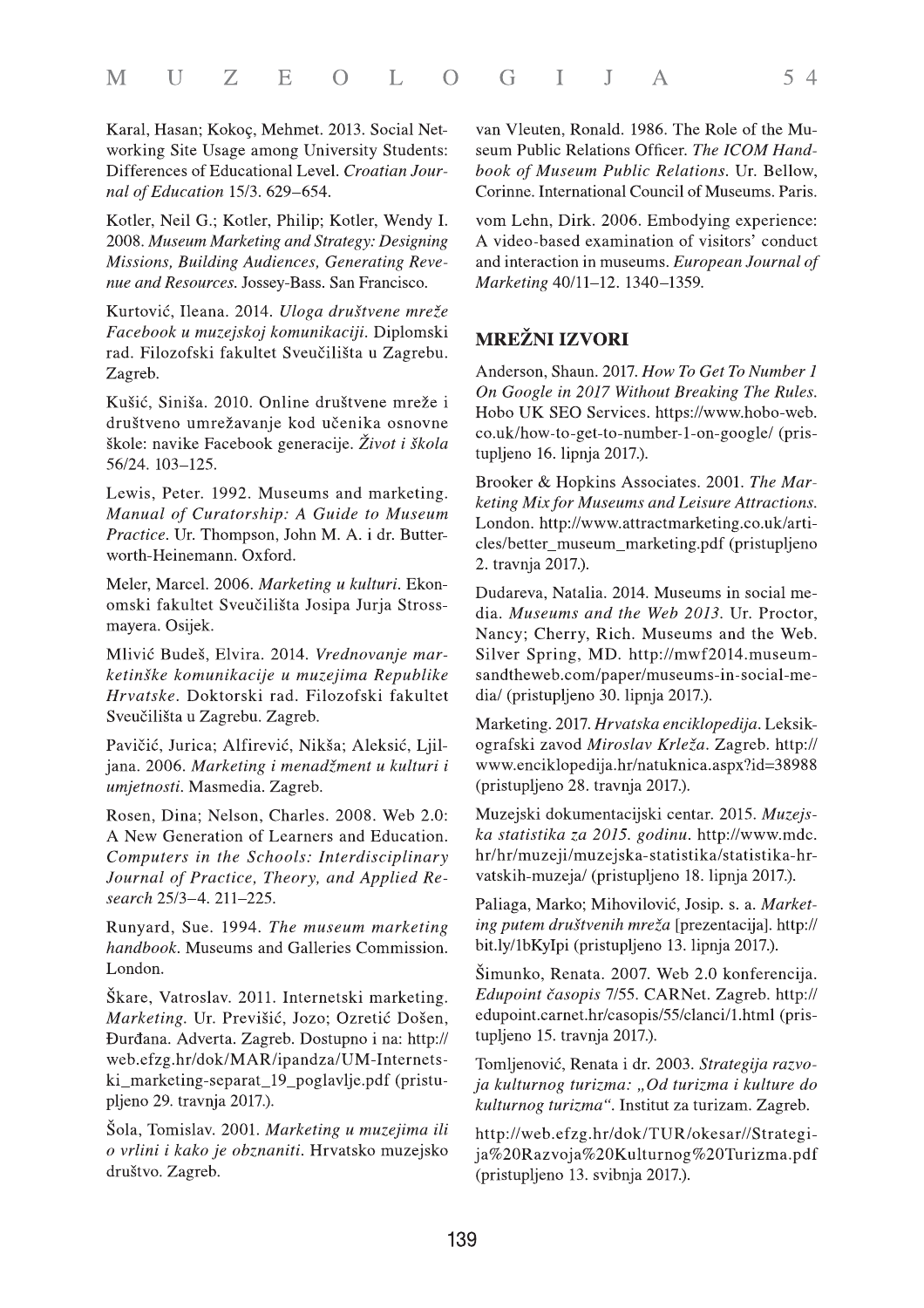Karal, Hasan; Kokoç, Mehmet. 2013. Social Networking Site Usage among University Students: Differences of Educational Level. *Croatian Journal of Education* 15/3. 629–654.

Kotler, Neil G.; Kotler, Philip; Kotler, Wendy I. 2008. *Museum Marketing and Strategy: Designing Missions, Building Audiences, Generating Revenue and Resources*. Jossey-Bass. San Francisco.

Kurtović, Ileana. 2014. *Uloga društvene mreže Facebook u muzejskoj komunikaciji*. Diplomski rad. Filozofski fakultet Sveučilišta u Zagrebu. Zagreb.

Kušić, Siniša. 2010. Online društvene mreže i društveno umrežavanje kod učenika osnovne škole: navike Facebook generacije. *Život i škola* 56/24. 103–125.

Lewis, Peter. 1992. Museums and marketing. *Manual of Curatorship: A Guide to Museum Practice*. Ur. Thompson, John M. A. i dr. Butterworth-Heinemann. Oxford.

Meler, Marcel. 2006. *Marketing u kulturi*. Ekonomski fakultet Sveučilišta Josipa Jurja Strossmayera. Osijek.

Mlivić Budeš, Elvira. 2014. *Vrednovanje marketinške komunikacije u muzejima Republike Hrvatske*. Doktorski rad. Filozofski fakultet Sveučilišta u Zagrebu. Zagreb.

Pavičić, Jurica; Alfirević, Nikša; Aleksić, Ljiljana. 2006. *Marketing i menadžment u kulturi i umjetnosti*. Masmedia. Zagreb.

Rosen, Dina; Nelson, Charles. 2008. Web 2.0: A New Generation of Learners and Education. *Computers in the Schools: Interdisciplinary Journal of Practice, Theory, and Applied Research* 25/3–4. 211–225.

Runyard, Sue. 1994. *The museum marketing handbook*. Museums and Galleries Commission. London.

Škare, Vatroslav. 2011. Internetski marketing. *Marketing*. Ur. Previšić, Jozo; Ozretić Došen, Đurđana. Adverta. Zagreb. Dostupno i na: http://web.efzg.hr/dok/MAR/ipandza/UM-Internetski_marketing-separat_19_poglavlje.pdf (pristupljeno 29. travnja 2017.).

Šola, Tomislav. 2001. *Marketing u muzejima ili o vrlini i kako je obznaniti*. Hrvatsko muzejsko društvo. Zagreb.

van Vleuten, Ronald. 1986. The Role of the Museum Public Relations Officer. *The ICOM Handbook of Museum Public Relations*. Ur. Bellow, Corinne. International Council of Museums. Paris.

vom Lehn, Dirk. 2006. Embodying experience: A video-based examination of visitors' conduct and interaction in museums. *European Journal of Marketing* 40/11–12. 1340–1359.

## MREŽNI IZVORI

Anderson, Shaun. 2017. *How To Get To Number 1 On Google in 2017 Without Breaking The Rules*. Hobo UK SEO Services. https://www.hobo-web.co.uk/how-to-get-to-number-1-on-google/ (pristupljeno 16. lipnja 2017.).

Brooker & Hopkins Associates. 2001. *The Marketing Mix for Museums and Leisure Attractions*. London. http://www.attractmarketing.co.uk/articles/better_museum_marketing.pdf (pristupljeno 2. travnja 2017.).

Dudareva, Natalia. 2014. Museums in social media. *Museums and the Web 2013*. Ur. Proctor, Nancy; Cherry, Rich. Museums and the Web. Silver Spring, MD. http://mwf2014.museumsandtheweb.com/paper/museums-in-social-media/ (pristupljeno 30. lipnja 2017.).

Marketing. 2017. *Hrvatska enciklopedija*. Leksikografski zavod *Miroslav Krleža*. Zagreb. http://www.enciklopedija.hr/natuknica.aspx?id=38988 (pristupljeno 28. travnja 2017.).

Muzejski dokumentacijski centar. 2015. *Muzejska statistika za 2015. godinu*. http://www.mdc.hr/hr/muzeji/muzejska-statistika/statistika-hrvatskih-muzeja/ (pristupljeno 18. lipnja 2017.).

Paliaga, Marko; Mihovilović, Josip. s. a. *Marketing putem društvenih mreža* [prezentacija]. http://bit.ly/1bKyIpi (pristupljeno 13. lipnja 2017.).

Šimunko, Renata. 2007. Web 2.0 konferencija. *Edupoint časopis* 7/55. CARNet. Zagreb. http://edupoint.carnet.hr/casopis/55/clanci/1.html (pristupljeno 15. travnja 2017.).

Tomljenović, Renata i dr. 2003. *Strategija razvoja kulturnog turizma: „Od turizma i kulture do kulturnog turizma"*. Institut za turizam. Zagreb.

http://web.efzg.hr/dok/TUR/okesar//Strategija%20Razvoja%20Kulturnog%20Turizma.pdf (pristupljeno 13. svibnja 2017.).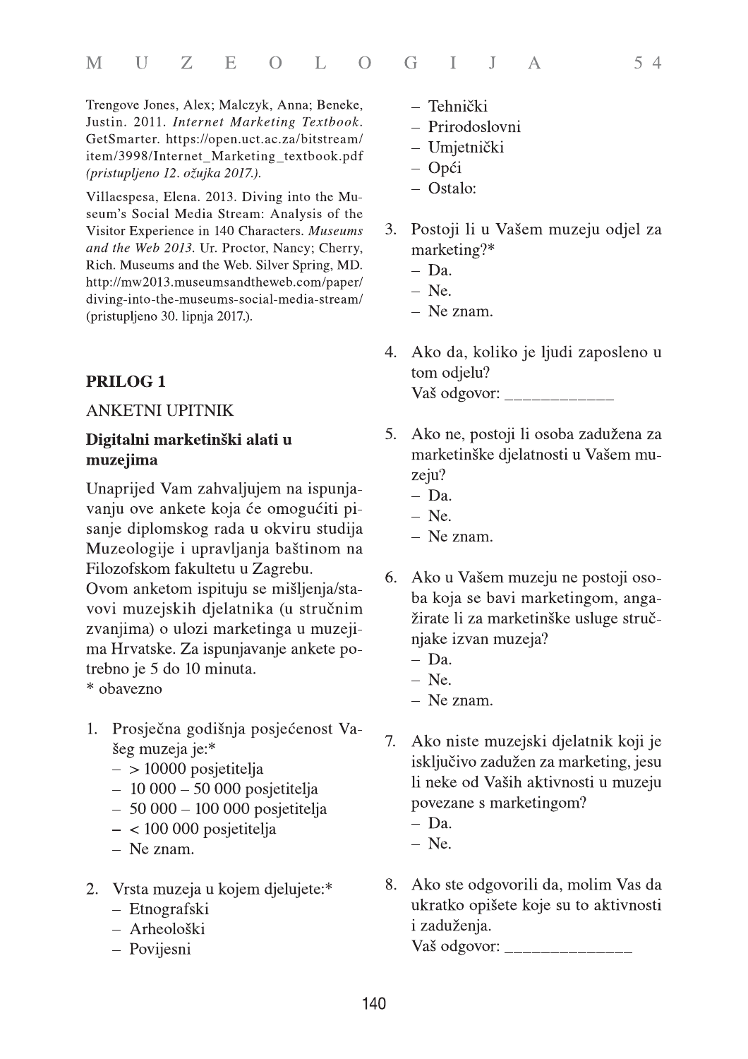Trengove Jones, Alex; Malczyk, Anna; Beneke, Justin. 2011. *Internet Marketing Textbook*. GetSmarter. https://open.uct.ac.za/bitstream/item/3998/Internet_Marketing_textbook.pdf *(pristupljeno 12. ožujka 2017.).*

Villaespesa, Elena. 2013. Diving into the Museum's Social Media Stream: Analysis of the Visitor Experience in 140 Characters. *Museums and the Web 2013*. Ur. Proctor, Nancy; Cherry, Rich. Museums and the Web. Silver Spring, MD. http://mw2013.museumsandtheweb.com/paper/diving-into-the-museums-social-media-stream/ (pristupljeno 30. lipnja 2017.).

## PRILOG 1

ANKETNI UPITNIK

### Digitalni marketinški alati u muzejima

Unaprijed Vam zahvaljujem na ispunjavanju ove ankete koja će omogućiti pisanje diplomskog rada u okviru studija Muzeologije i upravljanja baštinom na Filozofskom fakultetu u Zagrebu.
Ovom anketom ispituju se mišljenja/stavovi muzejskih djelatnika (u stručnim zvanjima) o ulozi marketinga u muzejima Hrvatske. Za ispunjavanje ankete potrebno je 5 do 10 minuta.
* obavezno

1. Prosječna godišnja posjećenost Vašeg muzeja je:*
   - > 10000 posjetitelja
   - 10 000 – 50 000 posjetitelja
   - 50 000 – 100 000 posjetitelja
   - < 100 000 posjetitelja
   - Ne znam.
2. Vrsta muzeja u kojem djelujete:*
   - Etnografski
   - Arheološki
   - Povijesni
   - Tehnički
   - Prirodoslovni
   - Umjetnički
   - Opći
   - Ostalo:
3. Postoji li u Vašem muzeju odjel za marketing?*
   - Da.
   - Ne.
   - Ne znam.
4. Ako da, koliko je ljudi zaposleno u tom odjelu?
   Vaš odgovor: ____________
5. Ako ne, postoji li osoba zadužena za marketinške djelatnosti u Vašem muzeju?
   - Da.
   - Ne.
   - Ne znam.
6. Ako u Vašem muzeju ne postoji osoba koja se bavi marketingom, angažirate li za marketinške usluge stručnjake izvan muzeja?
   - Da.
   - Ne.
   - Ne znam.
7. Ako niste muzejski djelatnik koji je isključivo zadužen za marketing, jesu li neke od Vaših aktivnosti u muzeju povezane s marketingom?
   - Da.
   - Ne.
8. Ako ste odgovorili da, molim Vas da ukratko opišete koje su to aktivnosti i zaduženja.
   Vaš odgovor: ______________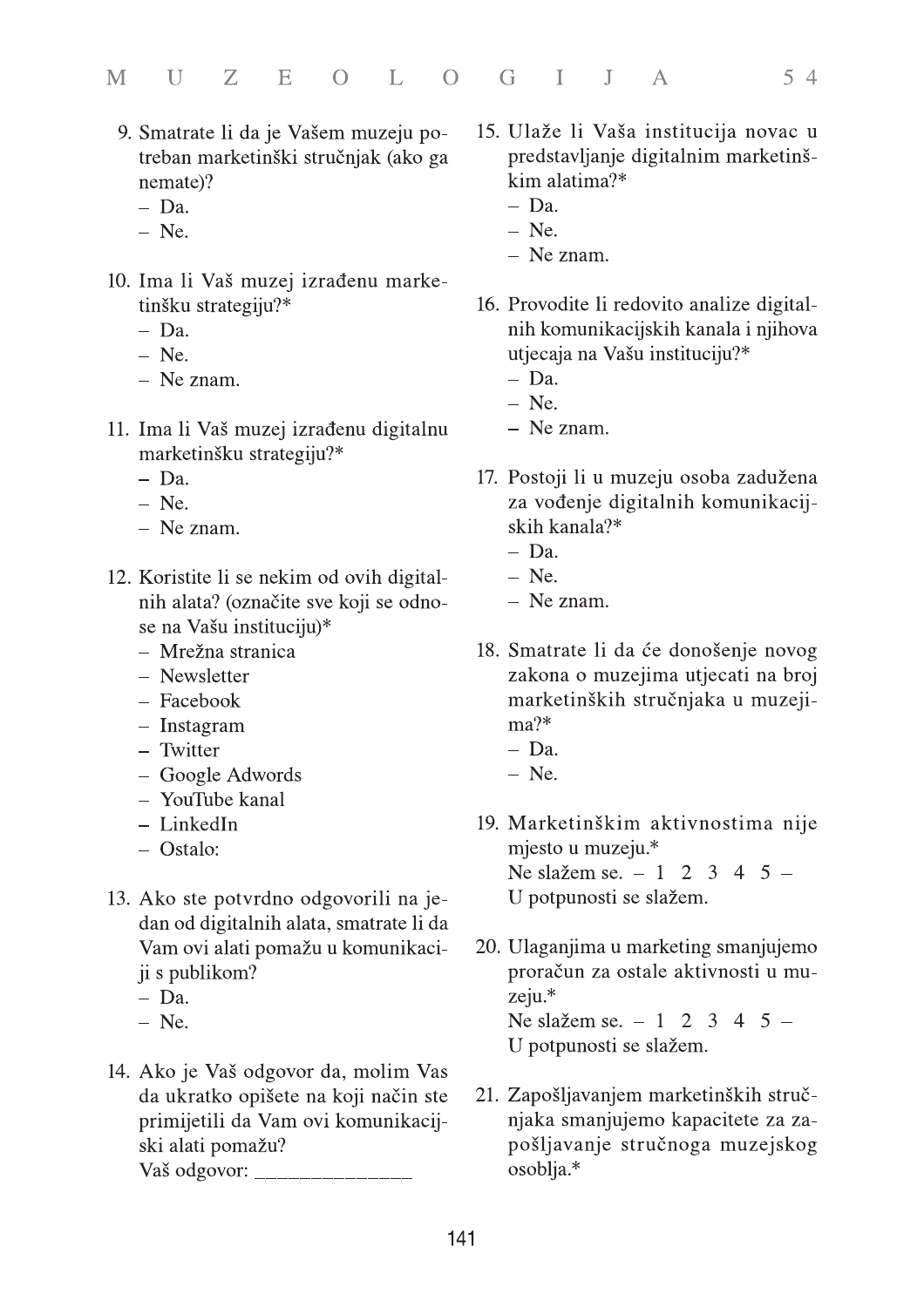9. Smatrate li da je Vašem muzeju potreban marketinški stručnjak (ako ga nemate)?
   - Da.
   - Ne.

10. Ima li Vaš muzej izrađenu marketinšku strategiju?*
    - Da.
    - Ne.
    - Ne znam.

11. Ima li Vaš muzej izrađenu digitalnu marketinšku strategiju?*
    - Da.
    - Ne.
    - Ne znam.

12. Koristite li se nekim od ovih digitalnih alata? (označite sve koji se odnose na Vašu instituciju)*
    - Mrežna stranica
    - Newsletter
    - Facebook
    - Instagram
    - Twitter
    - Google Adwords
    - YouTube kanal
    - LinkedIn
    - Ostalo:

13. Ako ste potvrdno odgovorili na jedan od digitalnih alata, smatrate li da Vam ovi alati pomažu u komunikaciji s publikom?
    - Da.
    - Ne.

14. Ako je Vaš odgovor da, molim Vas da ukratko opišete na koji način ste primijetili da Vam ovi komunikacijski alati pomažu?
    Vaš odgovor: ______________

15. Ulaže li Vaša institucija novac u predstavljanje digitalnim marketinškim alatima?*
    - Da.
    - Ne.
    - Ne znam.

16. Provodite li redovito analize digitalnih komunikacijskih kanala i njihova utjecaja na Vašu instituciju?*
    - Da.
    - Ne.
    - Ne znam.

17. Postoji li u muzeju osoba zadužena za vođenje digitalnih komunikacijskih kanala?*
    - Da.
    - Ne.
    - Ne znam.

18. Smatrate li da će donošenje novog zakona o muzejima utjecati na broj marketinških stručnjaka u muzejima?*
    - Da.
    - Ne.

19. Marketinškim aktivnostima nije mjesto u muzeju.*
    Ne slažem se. – 1 2 3 4 5 – U potpunosti se slažem.

20. Ulaganjima u marketing smanjujemo proračun za ostale aktivnosti u muzeju.*
    Ne slažem se. – 1 2 3 4 5 – U potpunosti se slažem.

21. Zapošljavanjem marketinških stručnjaka smanjujemo kapacitete za zapošljavanje stručnoga muzejskog osoblja.*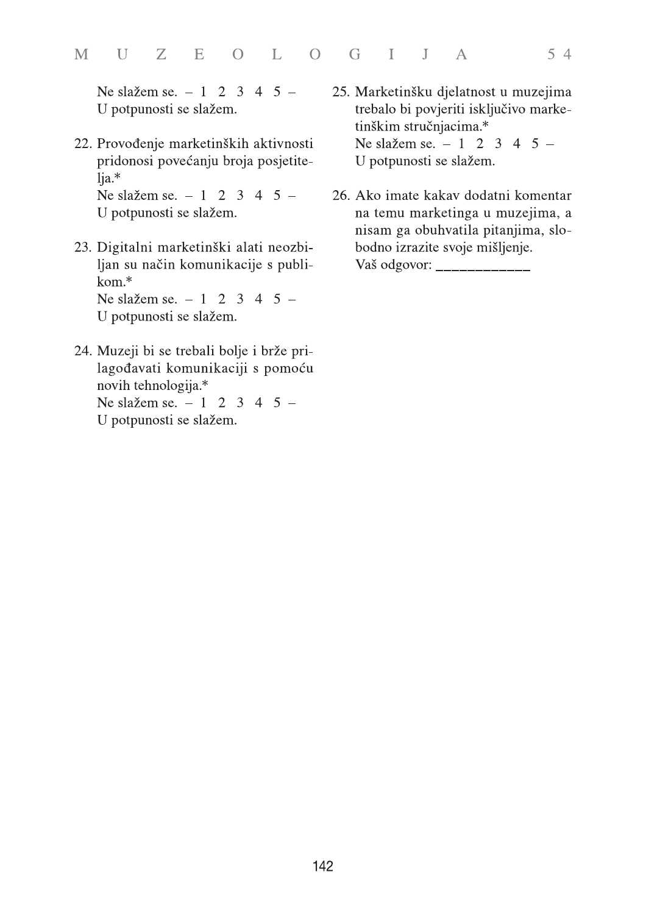Ne slažem se. – 1 2 3 4 5 –
U potpunosti se slažem.

22. Provođenje marketinških aktivnosti pridonosi povećanju broja posjetitelja.*
Ne slažem se. – 1 2 3 4 5 –
U potpunosti se slažem.

23. Digitalni marketinški alati neozbiljan su način komunikacije s publikom.*
Ne slažem se. – 1 2 3 4 5 –
U potpunosti se slažem.

24. Muzeji bi se trebali bolje i brže prilagođavati komunikaciji s pomoću novih tehnologija.*
Ne slažem se. – 1 2 3 4 5 –
U potpunosti se slažem.

25. Marketinšku djelatnost u muzejima trebalo bi povjeriti isključivo marketinškim stručnjacima.*
Ne slažem se. – 1 2 3 4 5 –
U potpunosti se slažem.

26. Ako imate kakav dodatni komentar na temu marketinga u muzejima, a nisam ga obuhvatila pitanjima, slobodno izrazite svoje mišljenje.
Vaš odgovor: ____________